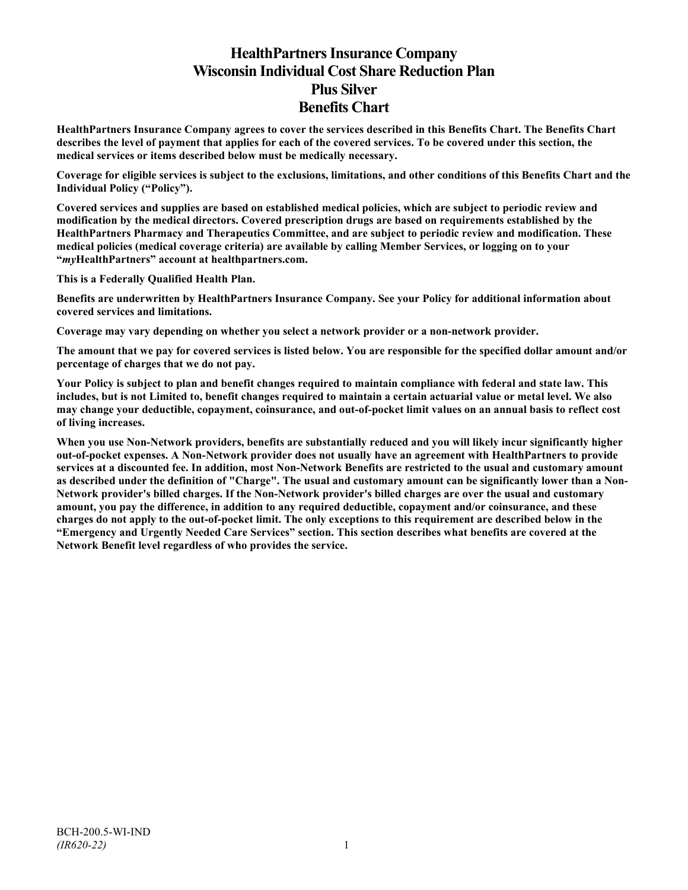# HealthPartners Insurance Company
# Wisconsin Individual Cost Share Reduction Plan
# Plus Silver
# Benefits Chart

**HealthPartners Insurance Company agrees to cover the services described in this Benefits Chart. The Benefits Chart describes the level of payment that applies for each of the covered services. To be covered under this section, the medical services or items described below must be medically necessary.**

**Coverage for eligible services is subject to the exclusions, limitations, and other conditions of this Benefits Chart and the Individual Policy ("Policy").**

**Covered services and supplies are based on established medical policies, which are subject to periodic review and modification by the medical directors. Covered prescription drugs are based on requirements established by the HealthPartners Pharmacy and Therapeutics Committee, and are subject to periodic review and modification. These medical policies (medical coverage criteria) are available by calling Member Services, or logging on to your "*my*HealthPartners" account at healthpartners.com.**

**This is a Federally Qualified Health Plan.**

**Benefits are underwritten by HealthPartners Insurance Company. See your Policy for additional information about covered services and limitations.**

**Coverage may vary depending on whether you select a network provider or a non-network provider.**

**The amount that we pay for covered services is listed below. You are responsible for the specified dollar amount and/or percentage of charges that we do not pay.**

**Your Policy is subject to plan and benefit changes required to maintain compliance with federal and state law. This includes, but is not Limited to, benefit changes required to maintain a certain actuarial value or metal level. We also may change your deductible, copayment, coinsurance, and out-of-pocket limit values on an annual basis to reflect cost of living increases.**

**When you use Non-Network providers, benefits are substantially reduced and you will likely incur significantly higher out-of-pocket expenses. A Non-Network provider does not usually have an agreement with HealthPartners to provide services at a discounted fee. In addition, most Non-Network Benefits are restricted to the usual and customary amount as described under the definition of "Charge". The usual and customary amount can be significantly lower than a Non-Network provider's billed charges. If the Non-Network provider's billed charges are over the usual and customary amount, you pay the difference, in addition to any required deductible, copayment and/or coinsurance, and these charges do not apply to the out-of-pocket limit. The only exceptions to this requirement are described below in the "Emergency and Urgently Needed Care Services" section. This section describes what benefits are covered at the Network Benefit level regardless of who provides the service.**

BCH-200.5-WI-IND
*(IR620-22)*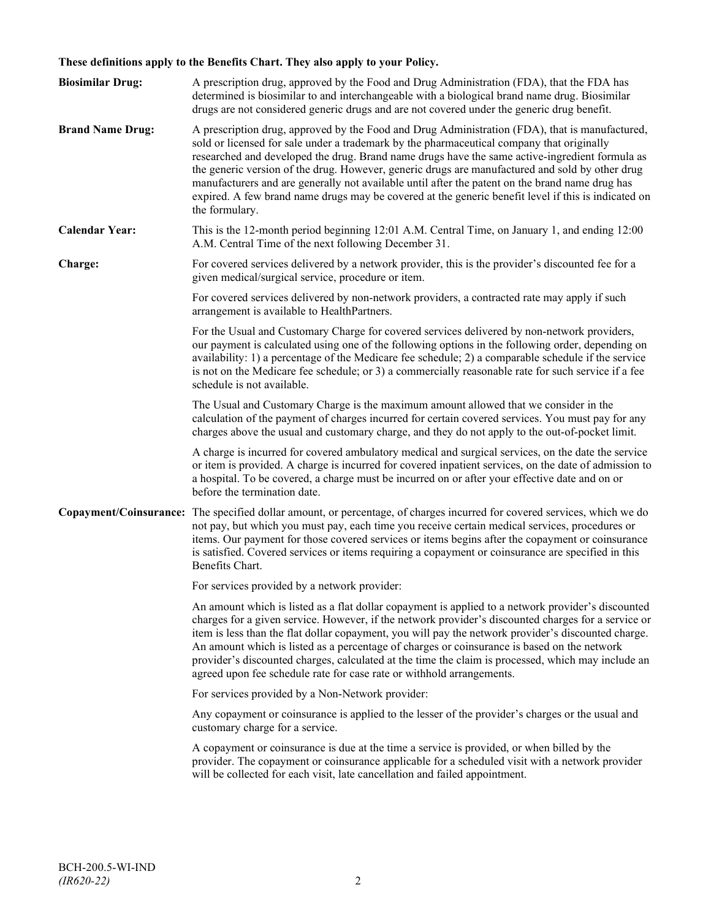**These definitions apply to the Benefits Chart. They also apply to your Policy.**

**Biosimilar Drug:** A prescription drug, approved by the Food and Drug Administration (FDA), that the FDA has determined is biosimilar to and interchangeable with a biological brand name drug. Biosimilar drugs are not considered generic drugs and are not covered under the generic drug benefit.

**Brand Name Drug:** A prescription drug, approved by the Food and Drug Administration (FDA), that is manufactured, sold or licensed for sale under a trademark by the pharmaceutical company that originally researched and developed the drug. Brand name drugs have the same active-ingredient formula as the generic version of the drug. However, generic drugs are manufactured and sold by other drug manufacturers and are generally not available until after the patent on the brand name drug has expired. A few brand name drugs may be covered at the generic benefit level if this is indicated on the formulary.

**Calendar Year:** This is the 12-month period beginning 12:01 A.M. Central Time, on January 1, and ending 12:00 A.M. Central Time of the next following December 31.

**Charge:** For covered services delivered by a network provider, this is the provider's discounted fee for a given medical/surgical service, procedure or item.

For covered services delivered by non-network providers, a contracted rate may apply if such arrangement is available to HealthPartners.

For the Usual and Customary Charge for covered services delivered by non-network providers, our payment is calculated using one of the following options in the following order, depending on availability: 1) a percentage of the Medicare fee schedule; 2) a comparable schedule if the service is not on the Medicare fee schedule; or 3) a commercially reasonable rate for such service if a fee schedule is not available.

The Usual and Customary Charge is the maximum amount allowed that we consider in the calculation of the payment of charges incurred for certain covered services. You must pay for any charges above the usual and customary charge, and they do not apply to the out-of-pocket limit.

A charge is incurred for covered ambulatory medical and surgical services, on the date the service or item is provided. A charge is incurred for covered inpatient services, on the date of admission to a hospital. To be covered, a charge must be incurred on or after your effective date and on or before the termination date.

**Copayment/Coinsurance:** The specified dollar amount, or percentage, of charges incurred for covered services, which we do not pay, but which you must pay, each time you receive certain medical services, procedures or items. Our payment for those covered services or items begins after the copayment or coinsurance is satisfied. Covered services or items requiring a copayment or coinsurance are specified in this Benefits Chart.

For services provided by a network provider:

An amount which is listed as a flat dollar copayment is applied to a network provider's discounted charges for a given service. However, if the network provider's discounted charges for a service or item is less than the flat dollar copayment, you will pay the network provider's discounted charge. An amount which is listed as a percentage of charges or coinsurance is based on the network provider's discounted charges, calculated at the time the claim is processed, which may include an agreed upon fee schedule rate for case rate or withhold arrangements.

For services provided by a Non-Network provider:

Any copayment or coinsurance is applied to the lesser of the provider's charges or the usual and customary charge for a service.

A copayment or coinsurance is due at the time a service is provided, or when billed by the provider. The copayment or coinsurance applicable for a scheduled visit with a network provider will be collected for each visit, late cancellation and failed appointment.

BCH-200.5-WI-IND
*(IR620-22)*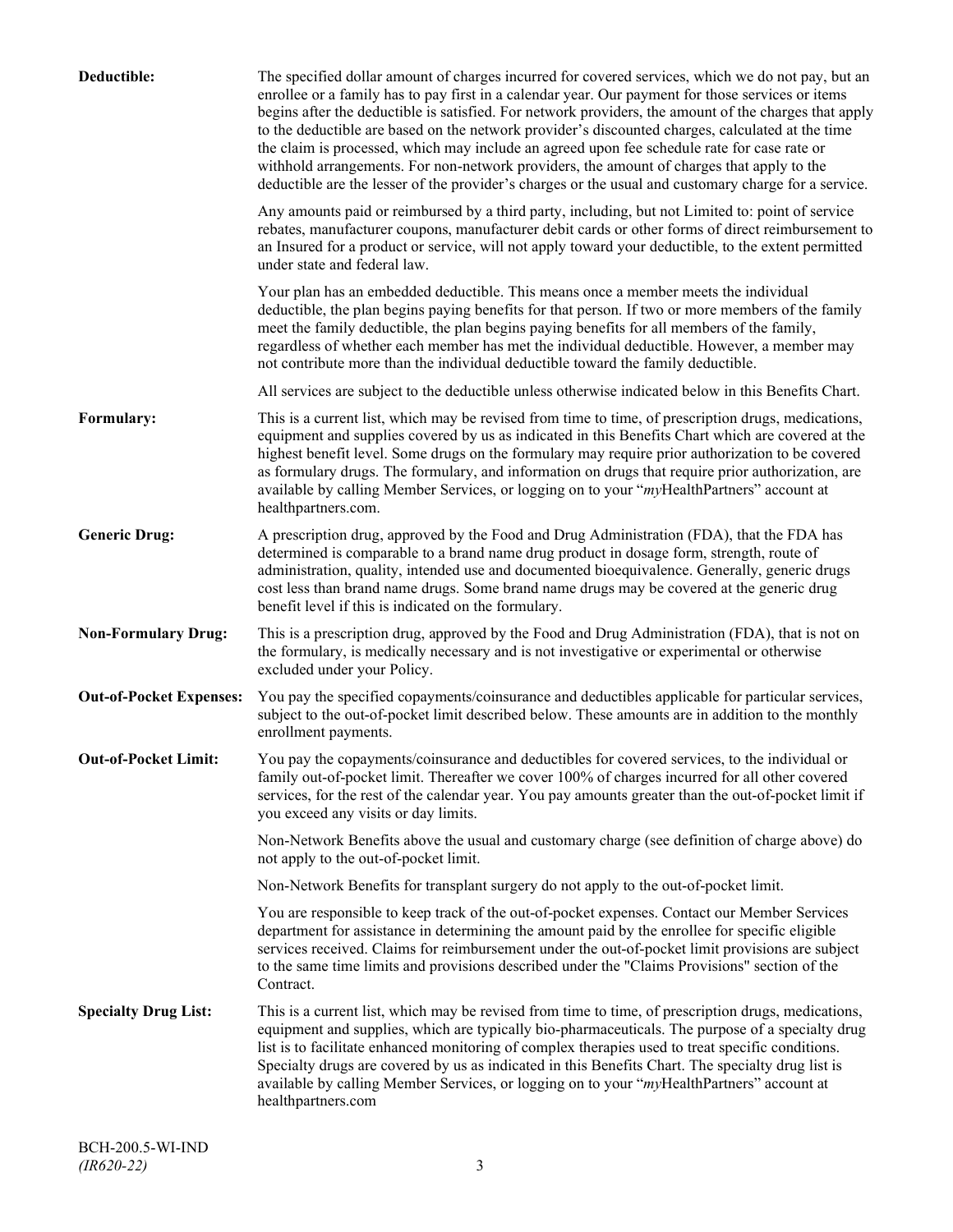**Deductible:** The specified dollar amount of charges incurred for covered services, which we do not pay, but an enrollee or a family has to pay first in a calendar year. Our payment for those services or items begins after the deductible is satisfied. For network providers, the amount of the charges that apply to the deductible are based on the network provider's discounted charges, calculated at the time the claim is processed, which may include an agreed upon fee schedule rate for case rate or withhold arrangements. For non-network providers, the amount of charges that apply to the deductible are the lesser of the provider's charges or the usual and customary charge for a service.

Any amounts paid or reimbursed by a third party, including, but not Limited to: point of service rebates, manufacturer coupons, manufacturer debit cards or other forms of direct reimbursement to an Insured for a product or service, will not apply toward your deductible, to the extent permitted under state and federal law.

Your plan has an embedded deductible. This means once a member meets the individual deductible, the plan begins paying benefits for that person. If two or more members of the family meet the family deductible, the plan begins paying benefits for all members of the family, regardless of whether each member has met the individual deductible. However, a member may not contribute more than the individual deductible toward the family deductible.

All services are subject to the deductible unless otherwise indicated below in this Benefits Chart.

**Formulary:** This is a current list, which may be revised from time to time, of prescription drugs, medications, equipment and supplies covered by us as indicated in this Benefits Chart which are covered at the highest benefit level. Some drugs on the formulary may require prior authorization to be covered as formulary drugs. The formulary, and information on drugs that require prior authorization, are available by calling Member Services, or logging on to your "*my*HealthPartners" account at healthpartners.com.

**Generic Drug:** A prescription drug, approved by the Food and Drug Administration (FDA), that the FDA has determined is comparable to a brand name drug product in dosage form, strength, route of administration, quality, intended use and documented bioequivalence. Generally, generic drugs cost less than brand name drugs. Some brand name drugs may be covered at the generic drug benefit level if this is indicated on the formulary.

**Non-Formulary Drug:** This is a prescription drug, approved by the Food and Drug Administration (FDA), that is not on the formulary, is medically necessary and is not investigative or experimental or otherwise excluded under your Policy.

**Out-of-Pocket Expenses:** You pay the specified copayments/coinsurance and deductibles applicable for particular services, subject to the out-of-pocket limit described below. These amounts are in addition to the monthly enrollment payments.

**Out-of-Pocket Limit:** You pay the copayments/coinsurance and deductibles for covered services, to the individual or family out-of-pocket limit. Thereafter we cover 100% of charges incurred for all other covered services, for the rest of the calendar year. You pay amounts greater than the out-of-pocket limit if you exceed any visits or day limits.

Non-Network Benefits above the usual and customary charge (see definition of charge above) do not apply to the out-of-pocket limit.

Non-Network Benefits for transplant surgery do not apply to the out-of-pocket limit.

You are responsible to keep track of the out-of-pocket expenses. Contact our Member Services department for assistance in determining the amount paid by the enrollee for specific eligible services received. Claims for reimbursement under the out-of-pocket limit provisions are subject to the same time limits and provisions described under the "Claims Provisions" section of the Contract.

**Specialty Drug List:** This is a current list, which may be revised from time to time, of prescription drugs, medications, equipment and supplies, which are typically bio-pharmaceuticals. The purpose of a specialty drug list is to facilitate enhanced monitoring of complex therapies used to treat specific conditions. Specialty drugs are covered by us as indicated in this Benefits Chart. The specialty drug list is available by calling Member Services, or logging on to your "*my*HealthPartners" account at healthpartners.com

BCH-200.5-WI-IND
*(IR620-22)*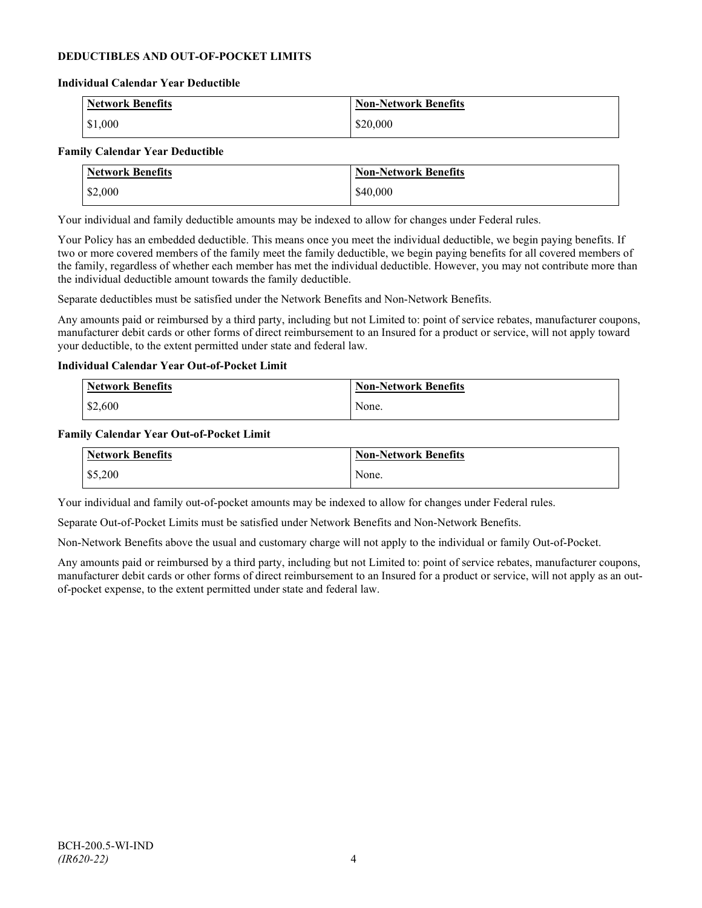## DEDUCTIBLES AND OUT-OF-POCKET LIMITS

### Individual Calendar Year Deductible

| Network Benefits | Non-Network Benefits |
|---|---|
| $1,000 | $20,000 |

### Family Calendar Year Deductible

| Network Benefits | Non-Network Benefits |
|---|---|
| $2,000 | $40,000 |

Your individual and family deductible amounts may be indexed to allow for changes under Federal rules.

Your Policy has an embedded deductible. This means once you meet the individual deductible, we begin paying benefits. If two or more covered members of the family meet the family deductible, we begin paying benefits for all covered members of the family, regardless of whether each member has met the individual deductible. However, you may not contribute more than the individual deductible amount towards the family deductible.

Separate deductibles must be satisfied under the Network Benefits and Non-Network Benefits.

Any amounts paid or reimbursed by a third party, including but not Limited to: point of service rebates, manufacturer coupons, manufacturer debit cards or other forms of direct reimbursement to an Insured for a product or service, will not apply toward your deductible, to the extent permitted under state and federal law.

### Individual Calendar Year Out-of-Pocket Limit

| Network Benefits | Non-Network Benefits |
|---|---|
| $2,600 | None. |

### Family Calendar Year Out-of-Pocket Limit

| Network Benefits | Non-Network Benefits |
|---|---|
| $5,200 | None. |

Your individual and family out-of-pocket amounts may be indexed to allow for changes under Federal rules.

Separate Out-of-Pocket Limits must be satisfied under Network Benefits and Non-Network Benefits.

Non-Network Benefits above the usual and customary charge will not apply to the individual or family Out-of-Pocket.

Any amounts paid or reimbursed by a third party, including but not Limited to: point of service rebates, manufacturer coupons, manufacturer debit cards or other forms of direct reimbursement to an Insured for a product or service, will not apply as an out-of-pocket expense, to the extent permitted under state and federal law.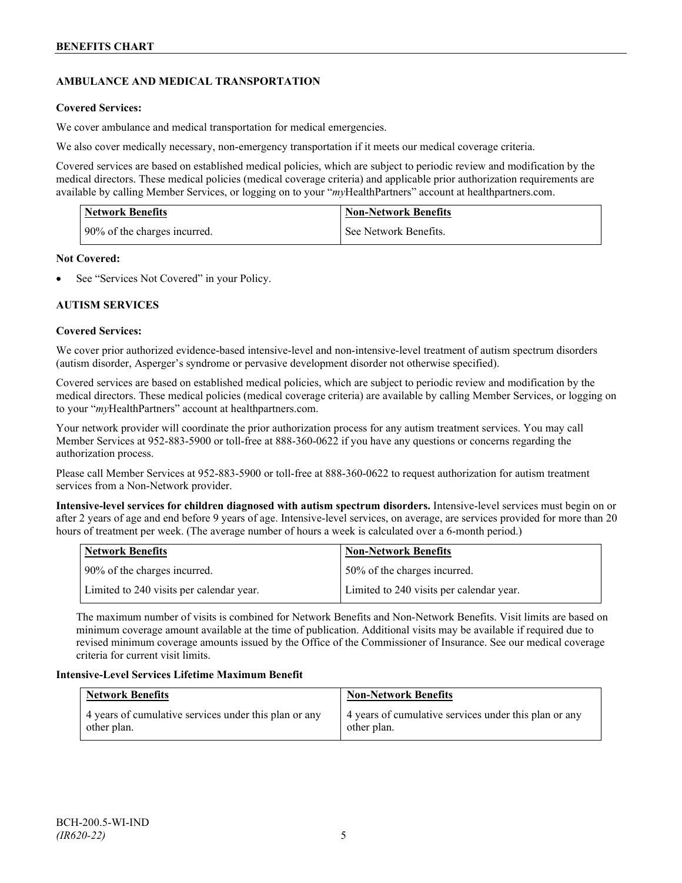## AMBULANCE AND MEDICAL TRANSPORTATION

**Covered Services:**

We cover ambulance and medical transportation for medical emergencies.

We also cover medically necessary, non-emergency transportation if it meets our medical coverage criteria.

Covered services are based on established medical policies, which are subject to periodic review and modification by the medical directors. These medical policies (medical coverage criteria) and applicable prior authorization requirements are available by calling Member Services, or logging on to your "*my*HealthPartners" account at healthpartners.com.

| Network Benefits | Non-Network Benefits |
|---|---|
| 90% of the charges incurred. | See Network Benefits. |

**Not Covered:**

- See "Services Not Covered" in your Policy.

## AUTISM SERVICES

**Covered Services:**

We cover prior authorized evidence-based intensive-level and non-intensive-level treatment of autism spectrum disorders (autism disorder, Asperger's syndrome or pervasive development disorder not otherwise specified).

Covered services are based on established medical policies, which are subject to periodic review and modification by the medical directors. These medical policies (medical coverage criteria) are available by calling Member Services, or logging on to your "*my*HealthPartners" account at healthpartners.com.

Your network provider will coordinate the prior authorization process for any autism treatment services. You may call Member Services at 952-883-5900 or toll-free at 888-360-0622 if you have any questions or concerns regarding the authorization process.

Please call Member Services at 952-883-5900 or toll-free at 888-360-0622 to request authorization for autism treatment services from a Non-Network provider.

**Intensive-level services for children diagnosed with autism spectrum disorders.** Intensive-level services must begin on or after 2 years of age and end before 9 years of age. Intensive-level services, on average, are services provided for more than 20 hours of treatment per week. (The average number of hours a week is calculated over a 6-month period.)

| Network Benefits | Non-Network Benefits |
|---|---|
| 90% of the charges incurred. | 50% of the charges incurred. |
| Limited to 240 visits per calendar year. | Limited to 240 visits per calendar year. |

The maximum number of visits is combined for Network Benefits and Non-Network Benefits. Visit limits are based on minimum coverage amount available at the time of publication. Additional visits may be available if required due to revised minimum coverage amounts issued by the Office of the Commissioner of Insurance. See our medical coverage criteria for current visit limits.

**Intensive-Level Services Lifetime Maximum Benefit**

| Network Benefits | Non-Network Benefits |
|---|---|
| 4 years of cumulative services under this plan or any other plan. | 4 years of cumulative services under this plan or any other plan. |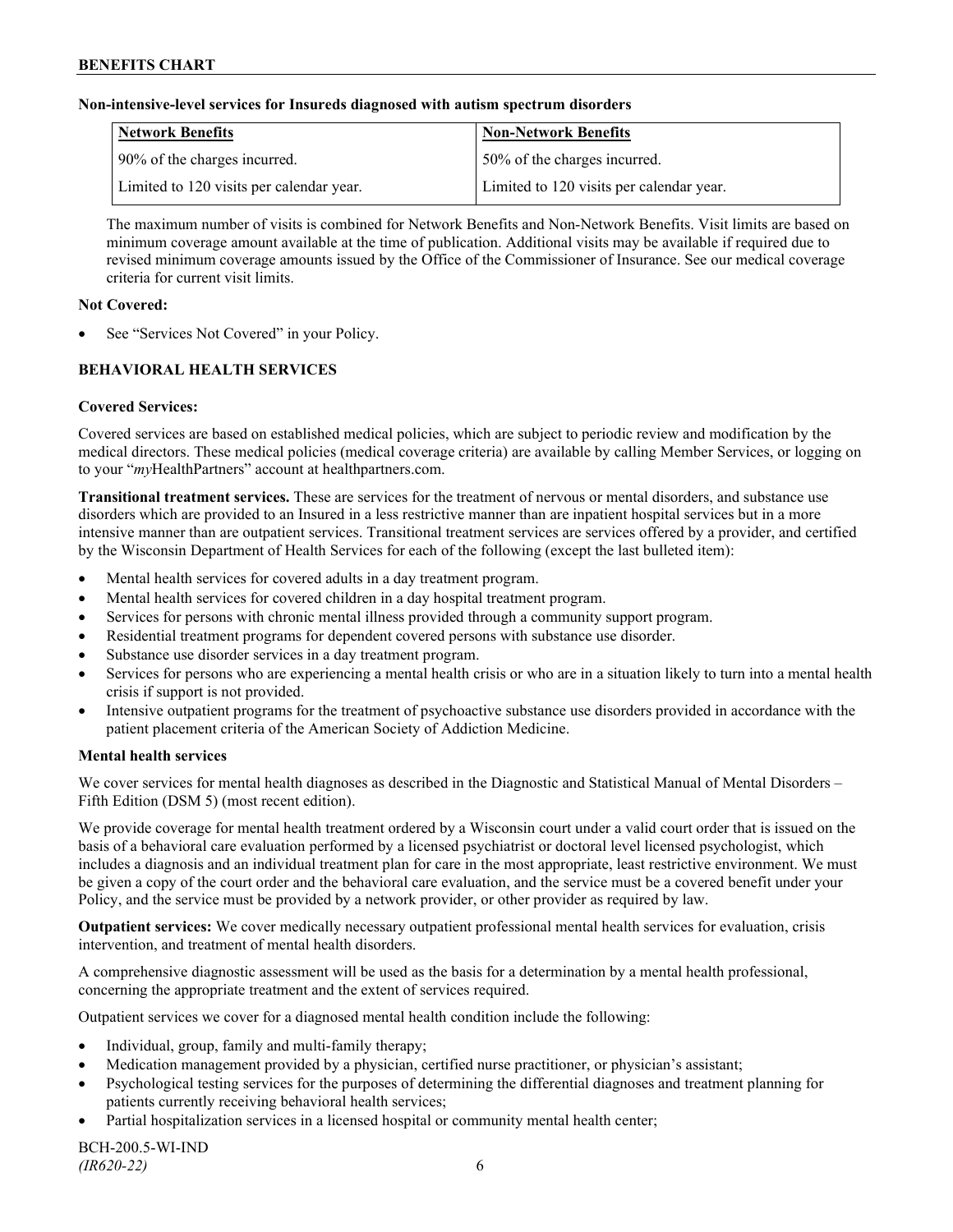**Non-intensive-level services for Insureds diagnosed with autism spectrum disorders**

| Network Benefits | Non-Network Benefits |
|---|---|
| 90% of the charges incurred. | 50% of the charges incurred. |
| Limited to 120 visits per calendar year. | Limited to 120 visits per calendar year. |

The maximum number of visits is combined for Network Benefits and Non-Network Benefits. Visit limits are based on minimum coverage amount available at the time of publication. Additional visits may be available if required due to revised minimum coverage amounts issued by the Office of the Commissioner of Insurance. See our medical coverage criteria for current visit limits.

**Not Covered:**

- See "Services Not Covered" in your Policy.

**BEHAVIORAL HEALTH SERVICES**

**Covered Services:**

Covered services are based on established medical policies, which are subject to periodic review and modification by the medical directors. These medical policies (medical coverage criteria) are available by calling Member Services, or logging on to your "*my*HealthPartners" account at healthpartners.com.

**Transitional treatment services.** These are services for the treatment of nervous or mental disorders, and substance use disorders which are provided to an Insured in a less restrictive manner than are inpatient hospital services but in a more intensive manner than are outpatient services. Transitional treatment services are services offered by a provider, and certified by the Wisconsin Department of Health Services for each of the following (except the last bulleted item):

- Mental health services for covered adults in a day treatment program.
- Mental health services for covered children in a day hospital treatment program.
- Services for persons with chronic mental illness provided through a community support program.
- Residential treatment programs for dependent covered persons with substance use disorder.
- Substance use disorder services in a day treatment program.
- Services for persons who are experiencing a mental health crisis or who are in a situation likely to turn into a mental health crisis if support is not provided.
- Intensive outpatient programs for the treatment of psychoactive substance use disorders provided in accordance with the patient placement criteria of the American Society of Addiction Medicine.

**Mental health services**

We cover services for mental health diagnoses as described in the Diagnostic and Statistical Manual of Mental Disorders – Fifth Edition (DSM 5) (most recent edition).

We provide coverage for mental health treatment ordered by a Wisconsin court under a valid court order that is issued on the basis of a behavioral care evaluation performed by a licensed psychiatrist or doctoral level licensed psychologist, which includes a diagnosis and an individual treatment plan for care in the most appropriate, least restrictive environment. We must be given a copy of the court order and the behavioral care evaluation, and the service must be a covered benefit under your Policy, and the service must be provided by a network provider, or other provider as required by law.

**Outpatient services:** We cover medically necessary outpatient professional mental health services for evaluation, crisis intervention, and treatment of mental health disorders.

A comprehensive diagnostic assessment will be used as the basis for a determination by a mental health professional, concerning the appropriate treatment and the extent of services required.

Outpatient services we cover for a diagnosed mental health condition include the following:

- Individual, group, family and multi-family therapy;
- Medication management provided by a physician, certified nurse practitioner, or physician's assistant;
- Psychological testing services for the purposes of determining the differential diagnoses and treatment planning for patients currently receiving behavioral health services;
- Partial hospitalization services in a licensed hospital or community mental health center;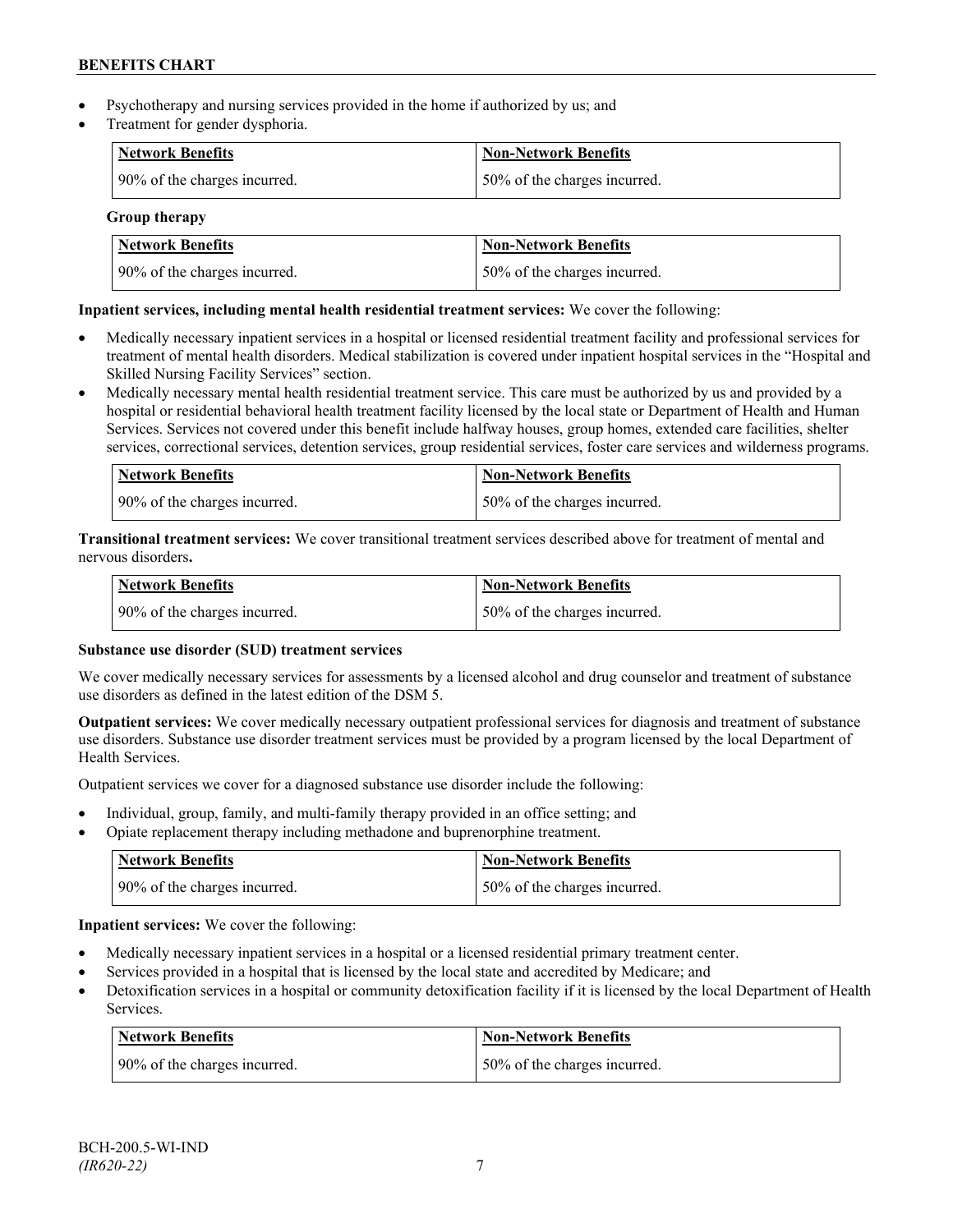- Psychotherapy and nursing services provided in the home if authorized by us; and
- Treatment for gender dysphoria.

| Network Benefits | Non-Network Benefits |
| --- | --- |
| 90% of the charges incurred. | 50% of the charges incurred. |

**Group therapy**

| Network Benefits | Non-Network Benefits |
| --- | --- |
| 90% of the charges incurred. | 50% of the charges incurred. |

**Inpatient services, including mental health residential treatment services:** We cover the following:

- Medically necessary inpatient services in a hospital or licensed residential treatment facility and professional services for treatment of mental health disorders. Medical stabilization is covered under inpatient hospital services in the "Hospital and Skilled Nursing Facility Services" section.
- Medically necessary mental health residential treatment service. This care must be authorized by us and provided by a hospital or residential behavioral health treatment facility licensed by the local state or Department of Health and Human Services. Services not covered under this benefit include halfway houses, group homes, extended care facilities, shelter services, correctional services, detention services, group residential services, foster care services and wilderness programs.

| Network Benefits | Non-Network Benefits |
| --- | --- |
| 90% of the charges incurred. | 50% of the charges incurred. |

**Transitional treatment services:** We cover transitional treatment services described above for treatment of mental and nervous disorders**.**

| Network Benefits | Non-Network Benefits |
| --- | --- |
| 90% of the charges incurred. | 50% of the charges incurred. |

**Substance use disorder (SUD) treatment services**

We cover medically necessary services for assessments by a licensed alcohol and drug counselor and treatment of substance use disorders as defined in the latest edition of the DSM 5.

**Outpatient services:** We cover medically necessary outpatient professional services for diagnosis and treatment of substance use disorders. Substance use disorder treatment services must be provided by a program licensed by the local Department of Health Services.

Outpatient services we cover for a diagnosed substance use disorder include the following:

- Individual, group, family, and multi-family therapy provided in an office setting; and
- Opiate replacement therapy including methadone and buprenorphine treatment.

| Network Benefits | Non-Network Benefits |
| --- | --- |
| 90% of the charges incurred. | 50% of the charges incurred. |

**Inpatient services:** We cover the following:

- Medically necessary inpatient services in a hospital or a licensed residential primary treatment center.
- Services provided in a hospital that is licensed by the local state and accredited by Medicare; and
- Detoxification services in a hospital or community detoxification facility if it is licensed by the local Department of Health Services.

| Network Benefits | Non-Network Benefits |
| --- | --- |
| 90% of the charges incurred. | 50% of the charges incurred. |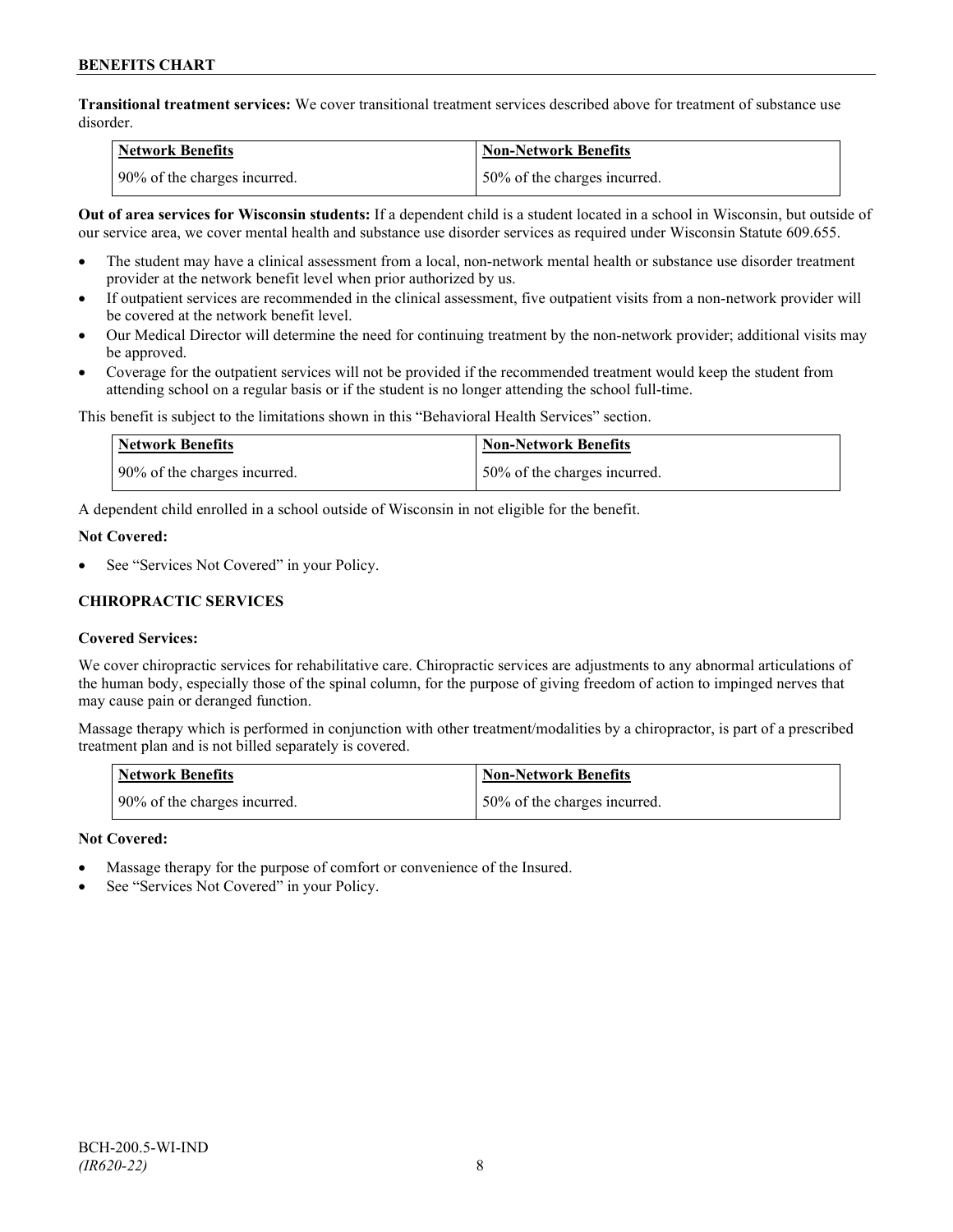**Transitional treatment services:** We cover transitional treatment services described above for treatment of substance use disorder.

| Network Benefits | Non-Network Benefits |
| --- | --- |
| 90% of the charges incurred. | 50% of the charges incurred. |

**Out of area services for Wisconsin students:** If a dependent child is a student located in a school in Wisconsin, but outside of our service area, we cover mental health and substance use disorder services as required under Wisconsin Statute 609.655.

- The student may have a clinical assessment from a local, non-network mental health or substance use disorder treatment provider at the network benefit level when prior authorized by us.
- If outpatient services are recommended in the clinical assessment, five outpatient visits from a non-network provider will be covered at the network benefit level.
- Our Medical Director will determine the need for continuing treatment by the non-network provider; additional visits may be approved.
- Coverage for the outpatient services will not be provided if the recommended treatment would keep the student from attending school on a regular basis or if the student is no longer attending the school full-time.

This benefit is subject to the limitations shown in this "Behavioral Health Services" section.

| Network Benefits | Non-Network Benefits |
| --- | --- |
| 90% of the charges incurred. | 50% of the charges incurred. |

A dependent child enrolled in a school outside of Wisconsin in not eligible for the benefit.

**Not Covered:**

- See "Services Not Covered" in your Policy.

## CHIROPRACTIC SERVICES

**Covered Services:**

We cover chiropractic services for rehabilitative care. Chiropractic services are adjustments to any abnormal articulations of the human body, especially those of the spinal column, for the purpose of giving freedom of action to impinged nerves that may cause pain or deranged function.

Massage therapy which is performed in conjunction with other treatment/modalities by a chiropractor, is part of a prescribed treatment plan and is not billed separately is covered.

| Network Benefits | Non-Network Benefits |
| --- | --- |
| 90% of the charges incurred. | 50% of the charges incurred. |

**Not Covered:**

- Massage therapy for the purpose of comfort or convenience of the Insured.
- See "Services Not Covered" in your Policy.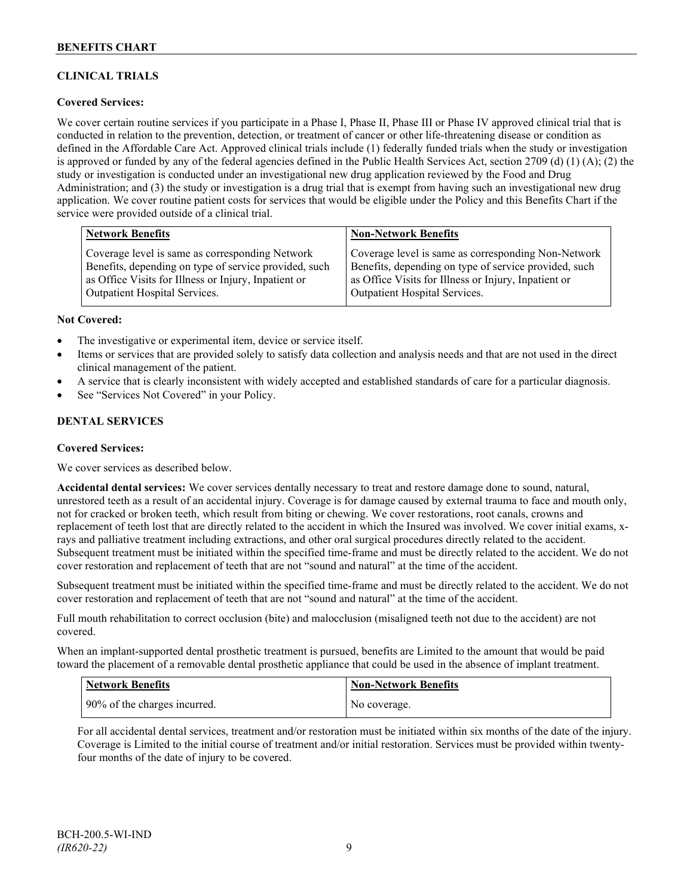### CLINICAL TRIALS

**Covered Services:**

We cover certain routine services if you participate in a Phase I, Phase II, Phase III or Phase IV approved clinical trial that is conducted in relation to the prevention, detection, or treatment of cancer or other life-threatening disease or condition as defined in the Affordable Care Act. Approved clinical trials include (1) federally funded trials when the study or investigation is approved or funded by any of the federal agencies defined in the Public Health Services Act, section 2709 (d) (1) (A); (2) the study or investigation is conducted under an investigational new drug application reviewed by the Food and Drug Administration; and (3) the study or investigation is a drug trial that is exempt from having such an investigational new drug application. We cover routine patient costs for services that would be eligible under the Policy and this Benefits Chart if the service were provided outside of a clinical trial.

| Network Benefits | Non-Network Benefits |
| --- | --- |
| Coverage level is same as corresponding Network Benefits, depending on type of service provided, such as Office Visits for Illness or Injury, Inpatient or Outpatient Hospital Services. | Coverage level is same as corresponding Non-Network Benefits, depending on type of service provided, such as Office Visits for Illness or Injury, Inpatient or Outpatient Hospital Services. |

**Not Covered:**

- The investigative or experimental item, device or service itself.
- Items or services that are provided solely to satisfy data collection and analysis needs and that are not used in the direct clinical management of the patient.
- A service that is clearly inconsistent with widely accepted and established standards of care for a particular diagnosis.
- See "Services Not Covered" in your Policy.

### DENTAL SERVICES

**Covered Services:**

We cover services as described below.

**Accidental dental services:** We cover services dentally necessary to treat and restore damage done to sound, natural, unrestored teeth as a result of an accidental injury. Coverage is for damage caused by external trauma to face and mouth only, not for cracked or broken teeth, which result from biting or chewing. We cover restorations, root canals, crowns and replacement of teeth lost that are directly related to the accident in which the Insured was involved. We cover initial exams, x-rays and palliative treatment including extractions, and other oral surgical procedures directly related to the accident. Subsequent treatment must be initiated within the specified time-frame and must be directly related to the accident. We do not cover restoration and replacement of teeth that are not "sound and natural" at the time of the accident.

Subsequent treatment must be initiated within the specified time-frame and must be directly related to the accident. We do not cover restoration and replacement of teeth that are not "sound and natural" at the time of the accident.

Full mouth rehabilitation to correct occlusion (bite) and malocclusion (misaligned teeth not due to the accident) are not covered.

When an implant-supported dental prosthetic treatment is pursued, benefits are Limited to the amount that would be paid toward the placement of a removable dental prosthetic appliance that could be used in the absence of implant treatment.

| Network Benefits | Non-Network Benefits |
| --- | --- |
| 90% of the charges incurred. | No coverage. |

For all accidental dental services, treatment and/or restoration must be initiated within six months of the date of the injury. Coverage is Limited to the initial course of treatment and/or initial restoration. Services must be provided within twenty-four months of the date of injury to be covered.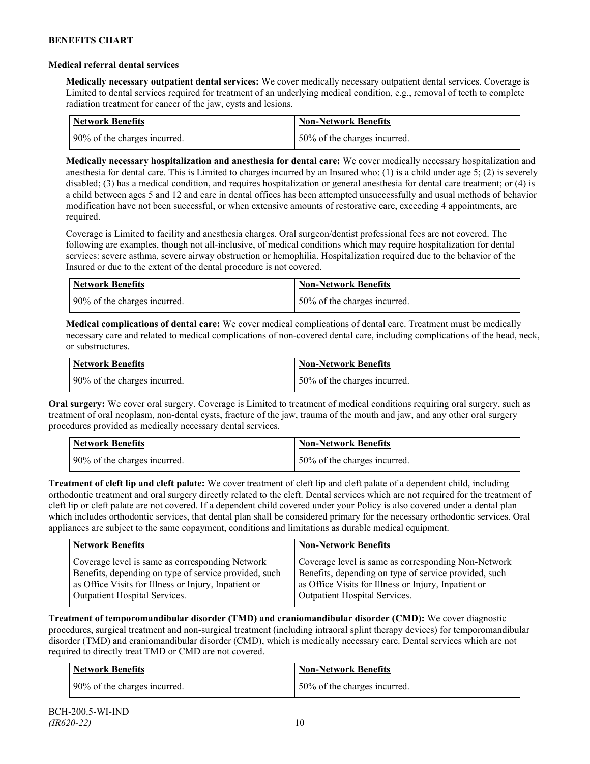### Medical referral dental services

**Medically necessary outpatient dental services:** We cover medically necessary outpatient dental services. Coverage is Limited to dental services required for treatment of an underlying medical condition, e.g., removal of teeth to complete radiation treatment for cancer of the jaw, cysts and lesions.

| Network Benefits | Non-Network Benefits |
|---|---|
| 90% of the charges incurred. | 50% of the charges incurred. |

**Medically necessary hospitalization and anesthesia for dental care:** We cover medically necessary hospitalization and anesthesia for dental care. This is Limited to charges incurred by an Insured who: (1) is a child under age 5; (2) is severely disabled; (3) has a medical condition, and requires hospitalization or general anesthesia for dental care treatment; or (4) is a child between ages 5 and 12 and care in dental offices has been attempted unsuccessfully and usual methods of behavior modification have not been successful, or when extensive amounts of restorative care, exceeding 4 appointments, are required.

Coverage is Limited to facility and anesthesia charges. Oral surgeon/dentist professional fees are not covered. The following are examples, though not all-inclusive, of medical conditions which may require hospitalization for dental services: severe asthma, severe airway obstruction or hemophilia. Hospitalization required due to the behavior of the Insured or due to the extent of the dental procedure is not covered.

| Network Benefits | Non-Network Benefits |
|---|---|
| 90% of the charges incurred. | 50% of the charges incurred. |

**Medical complications of dental care:** We cover medical complications of dental care. Treatment must be medically necessary care and related to medical complications of non-covered dental care, including complications of the head, neck, or substructures.

| Network Benefits | Non-Network Benefits |
|---|---|
| 90% of the charges incurred. | 50% of the charges incurred. |

**Oral surgery:** We cover oral surgery. Coverage is Limited to treatment of medical conditions requiring oral surgery, such as treatment of oral neoplasm, non-dental cysts, fracture of the jaw, trauma of the mouth and jaw, and any other oral surgery procedures provided as medically necessary dental services.

| Network Benefits | Non-Network Benefits |
|---|---|
| 90% of the charges incurred. | 50% of the charges incurred. |

**Treatment of cleft lip and cleft palate:** We cover treatment of cleft lip and cleft palate of a dependent child, including orthodontic treatment and oral surgery directly related to the cleft. Dental services which are not required for the treatment of cleft lip or cleft palate are not covered. If a dependent child covered under your Policy is also covered under a dental plan which includes orthodontic services, that dental plan shall be considered primary for the necessary orthodontic services. Oral appliances are subject to the same copayment, conditions and limitations as durable medical equipment.

| Network Benefits | Non-Network Benefits |
|---|---|
| Coverage level is same as corresponding Network Benefits, depending on type of service provided, such as Office Visits for Illness or Injury, Inpatient or Outpatient Hospital Services. | Coverage level is same as corresponding Non-Network Benefits, depending on type of service provided, such as Office Visits for Illness or Injury, Inpatient or Outpatient Hospital Services. |

**Treatment of temporomandibular disorder (TMD) and craniomandibular disorder (CMD):** We cover diagnostic procedures, surgical treatment and non-surgical treatment (including intraoral splint therapy devices) for temporomandibular disorder (TMD) and craniomandibular disorder (CMD), which is medically necessary care. Dental services which are not required to directly treat TMD or CMD are not covered.

| Network Benefits | Non-Network Benefits |
|---|---|
| 90% of the charges incurred. | 50% of the charges incurred. |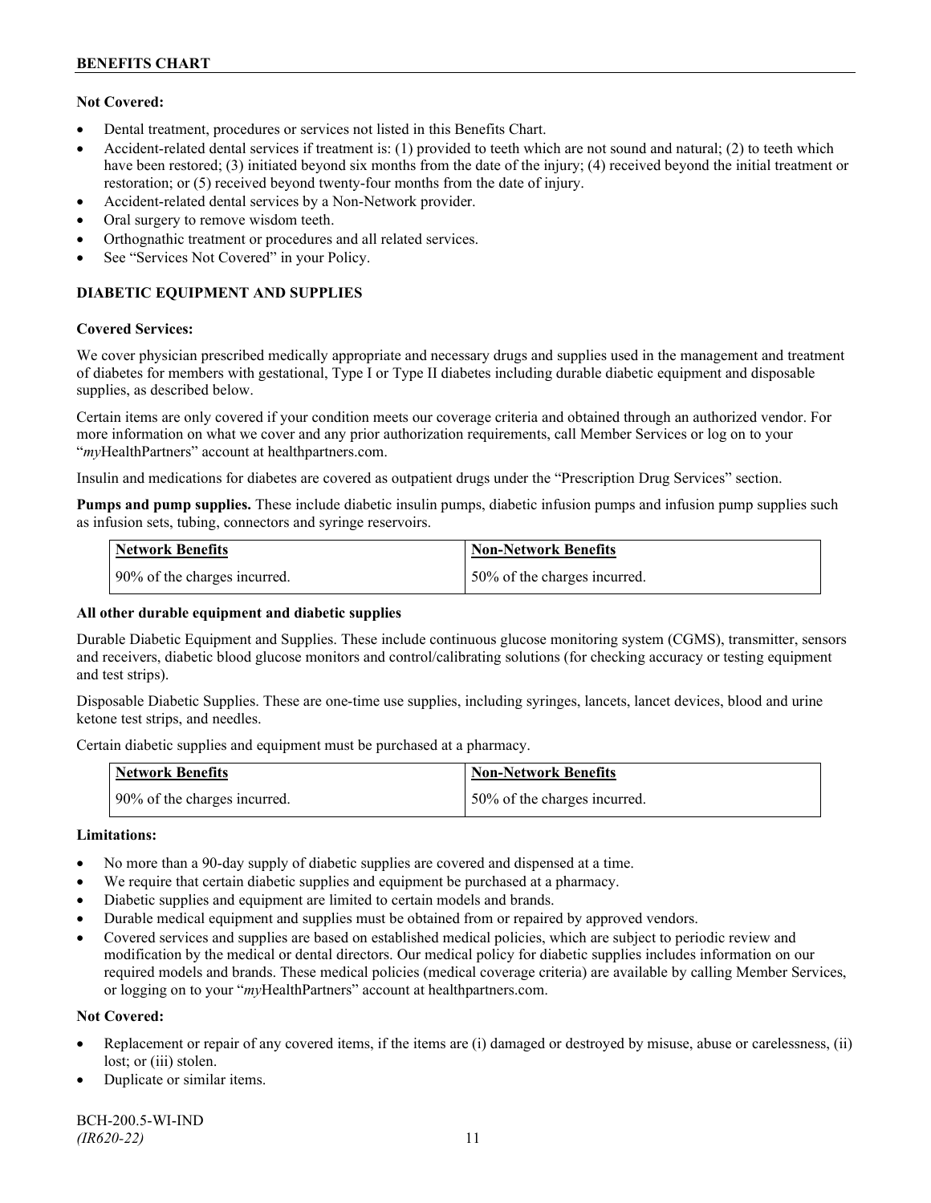**Not Covered:**

- Dental treatment, procedures or services not listed in this Benefits Chart.
- Accident-related dental services if treatment is: (1) provided to teeth which are not sound and natural; (2) to teeth which have been restored; (3) initiated beyond six months from the date of the injury; (4) received beyond the initial treatment or restoration; or (5) received beyond twenty-four months from the date of injury.
- Accident-related dental services by a Non-Network provider.
- Oral surgery to remove wisdom teeth.
- Orthognathic treatment or procedures and all related services.
- See "Services Not Covered" in your Policy.

## DIABETIC EQUIPMENT AND SUPPLIES

**Covered Services:**

We cover physician prescribed medically appropriate and necessary drugs and supplies used in the management and treatment of diabetes for members with gestational, Type I or Type II diabetes including durable diabetic equipment and disposable supplies, as described below.

Certain items are only covered if your condition meets our coverage criteria and obtained through an authorized vendor. For more information on what we cover and any prior authorization requirements, call Member Services or log on to your "*my*HealthPartners" account at healthpartners.com.

Insulin and medications for diabetes are covered as outpatient drugs under the "Prescription Drug Services" section.

**Pumps and pump supplies.** These include diabetic insulin pumps, diabetic infusion pumps and infusion pump supplies such as infusion sets, tubing, connectors and syringe reservoirs.

| Network Benefits | Non-Network Benefits |
| --- | --- |
| 90% of the charges incurred. | 50% of the charges incurred. |

**All other durable equipment and diabetic supplies**

Durable Diabetic Equipment and Supplies. These include continuous glucose monitoring system (CGMS), transmitter, sensors and receivers, diabetic blood glucose monitors and control/calibrating solutions (for checking accuracy or testing equipment and test strips).

Disposable Diabetic Supplies. These are one-time use supplies, including syringes, lancets, lancet devices, blood and urine ketone test strips, and needles.

Certain diabetic supplies and equipment must be purchased at a pharmacy.

| Network Benefits | Non-Network Benefits |
| --- | --- |
| 90% of the charges incurred. | 50% of the charges incurred. |

**Limitations:**

- No more than a 90-day supply of diabetic supplies are covered and dispensed at a time.
- We require that certain diabetic supplies and equipment be purchased at a pharmacy.
- Diabetic supplies and equipment are limited to certain models and brands.
- Durable medical equipment and supplies must be obtained from or repaired by approved vendors.
- Covered services and supplies are based on established medical policies, which are subject to periodic review and modification by the medical or dental directors. Our medical policy for diabetic supplies includes information on our required models and brands. These medical policies (medical coverage criteria) are available by calling Member Services, or logging on to your "*my*HealthPartners" account at healthpartners.com.

**Not Covered:**

- Replacement or repair of any covered items, if the items are (i) damaged or destroyed by misuse, abuse or carelessness, (ii) lost; or (iii) stolen.
- Duplicate or similar items.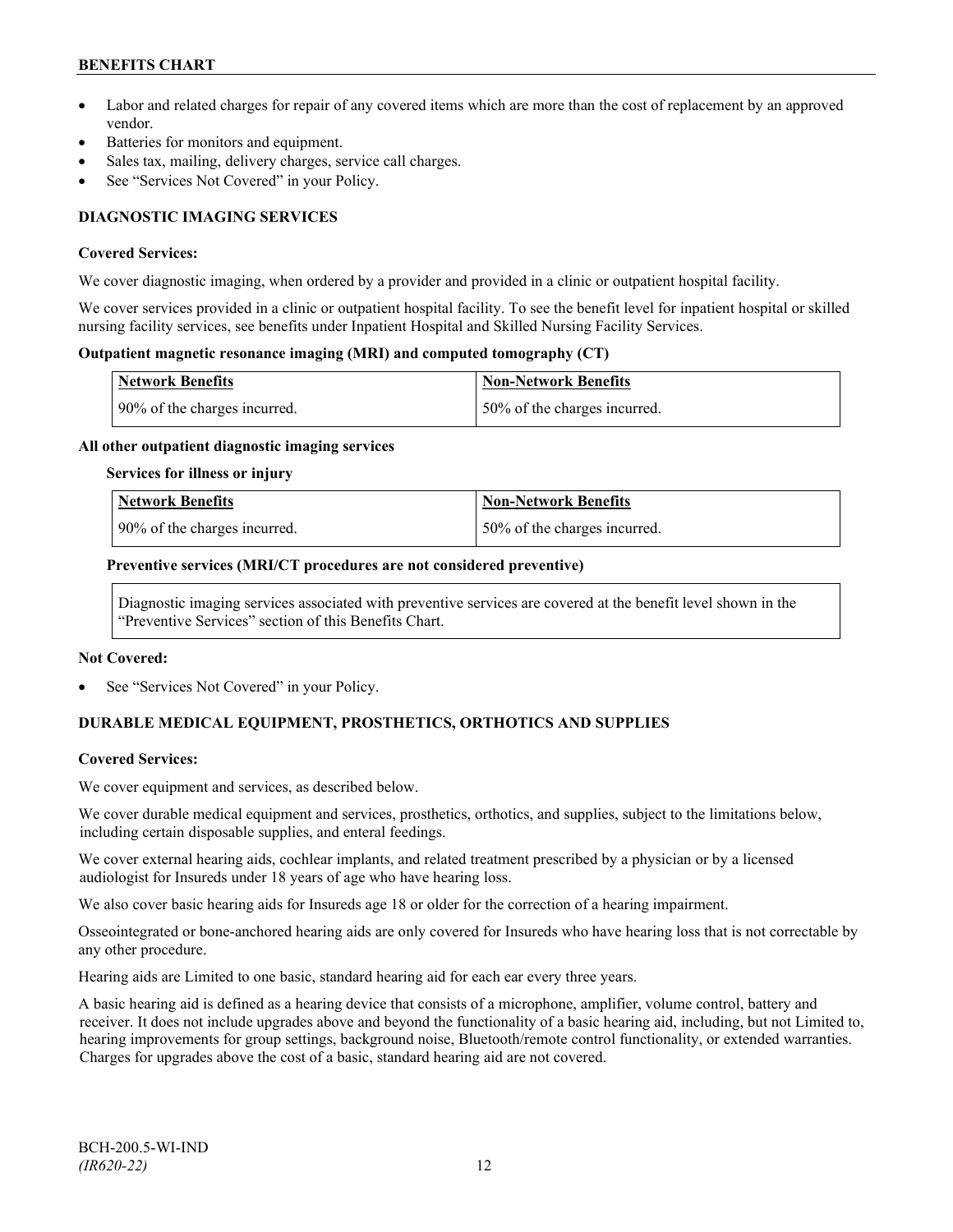- Labor and related charges for repair of any covered items which are more than the cost of replacement by an approved vendor.
- Batteries for monitors and equipment.
- Sales tax, mailing, delivery charges, service call charges.
- See "Services Not Covered" in your Policy.

### DIAGNOSTIC IMAGING SERVICES

**Covered Services:**

We cover diagnostic imaging, when ordered by a provider and provided in a clinic or outpatient hospital facility.

We cover services provided in a clinic or outpatient hospital facility. To see the benefit level for inpatient hospital or skilled nursing facility services, see benefits under Inpatient Hospital and Skilled Nursing Facility Services.

**Outpatient magnetic resonance imaging (MRI) and computed tomography (CT)**

| Network Benefits | Non-Network Benefits |
|---|---|
| 90% of the charges incurred. | 50% of the charges incurred. |

**All other outpatient diagnostic imaging services**

**Services for illness or injury**

| Network Benefits | Non-Network Benefits |
|---|---|
| 90% of the charges incurred. | 50% of the charges incurred. |

**Preventive services (MRI/CT procedures are not considered preventive)**

Diagnostic imaging services associated with preventive services are covered at the benefit level shown in the "Preventive Services" section of this Benefits Chart.

**Not Covered:**

- See "Services Not Covered" in your Policy.

### DURABLE MEDICAL EQUIPMENT, PROSTHETICS, ORTHOTICS AND SUPPLIES

**Covered Services:**

We cover equipment and services, as described below.

We cover durable medical equipment and services, prosthetics, orthotics, and supplies, subject to the limitations below, including certain disposable supplies, and enteral feedings.

We cover external hearing aids, cochlear implants, and related treatment prescribed by a physician or by a licensed audiologist for Insureds under 18 years of age who have hearing loss.

We also cover basic hearing aids for Insureds age 18 or older for the correction of a hearing impairment.

Osseointegrated or bone-anchored hearing aids are only covered for Insureds who have hearing loss that is not correctable by any other procedure.

Hearing aids are Limited to one basic, standard hearing aid for each ear every three years.

A basic hearing aid is defined as a hearing device that consists of a microphone, amplifier, volume control, battery and receiver. It does not include upgrades above and beyond the functionality of a basic hearing aid, including, but not Limited to, hearing improvements for group settings, background noise, Bluetooth/remote control functionality, or extended warranties. Charges for upgrades above the cost of a basic, standard hearing aid are not covered.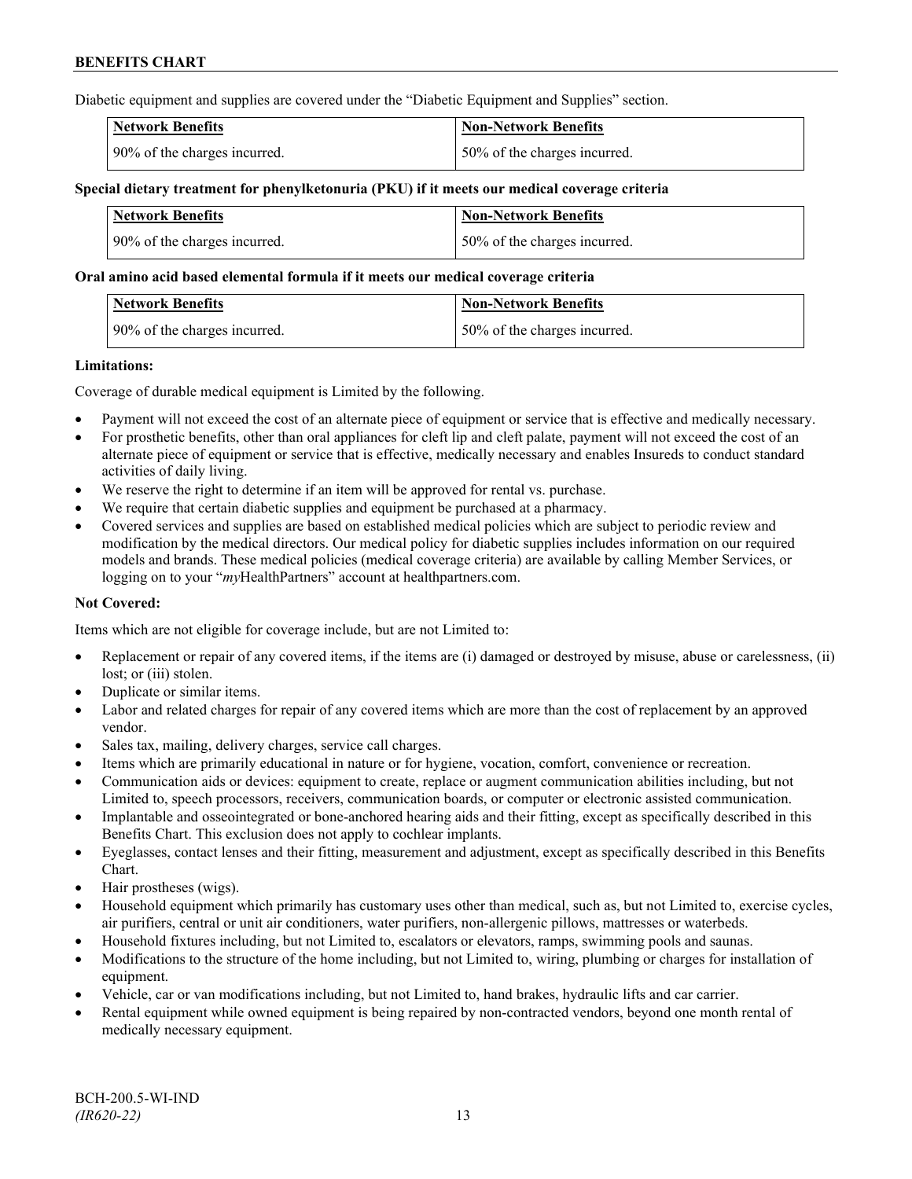Diabetic equipment and supplies are covered under the "Diabetic Equipment and Supplies" section.

| Network Benefits | Non-Network Benefits |
|---|---|
| 90% of the charges incurred. | 50% of the charges incurred. |

**Special dietary treatment for phenylketonuria (PKU) if it meets our medical coverage criteria**

| Network Benefits | Non-Network Benefits |
|---|---|
| 90% of the charges incurred. | 50% of the charges incurred. |

**Oral amino acid based elemental formula if it meets our medical coverage criteria**

| Network Benefits | Non-Network Benefits |
|---|---|
| 90% of the charges incurred. | 50% of the charges incurred. |

**Limitations:**

Coverage of durable medical equipment is Limited by the following.

- Payment will not exceed the cost of an alternate piece of equipment or service that is effective and medically necessary.
- For prosthetic benefits, other than oral appliances for cleft lip and cleft palate, payment will not exceed the cost of an alternate piece of equipment or service that is effective, medically necessary and enables Insureds to conduct standard activities of daily living.
- We reserve the right to determine if an item will be approved for rental vs. purchase.
- We require that certain diabetic supplies and equipment be purchased at a pharmacy.
- Covered services and supplies are based on established medical policies which are subject to periodic review and modification by the medical directors. Our medical policy for diabetic supplies includes information on our required models and brands. These medical policies (medical coverage criteria) are available by calling Member Services, or logging on to your "*my*HealthPartners" account at healthpartners.com.

**Not Covered:**

Items which are not eligible for coverage include, but are not Limited to:

- Replacement or repair of any covered items, if the items are (i) damaged or destroyed by misuse, abuse or carelessness, (ii) lost; or (iii) stolen.
- Duplicate or similar items.
- Labor and related charges for repair of any covered items which are more than the cost of replacement by an approved vendor.
- Sales tax, mailing, delivery charges, service call charges.
- Items which are primarily educational in nature or for hygiene, vocation, comfort, convenience or recreation.
- Communication aids or devices: equipment to create, replace or augment communication abilities including, but not Limited to, speech processors, receivers, communication boards, or computer or electronic assisted communication.
- Implantable and osseointegrated or bone-anchored hearing aids and their fitting, except as specifically described in this Benefits Chart. This exclusion does not apply to cochlear implants.
- Eyeglasses, contact lenses and their fitting, measurement and adjustment, except as specifically described in this Benefits Chart.
- Hair prostheses (wigs).
- Household equipment which primarily has customary uses other than medical, such as, but not Limited to, exercise cycles, air purifiers, central or unit air conditioners, water purifiers, non-allergenic pillows, mattresses or waterbeds.
- Household fixtures including, but not Limited to, escalators or elevators, ramps, swimming pools and saunas.
- Modifications to the structure of the home including, but not Limited to, wiring, plumbing or charges for installation of equipment.
- Vehicle, car or van modifications including, but not Limited to, hand brakes, hydraulic lifts and car carrier.
- Rental equipment while owned equipment is being repaired by non-contracted vendors, beyond one month rental of medically necessary equipment.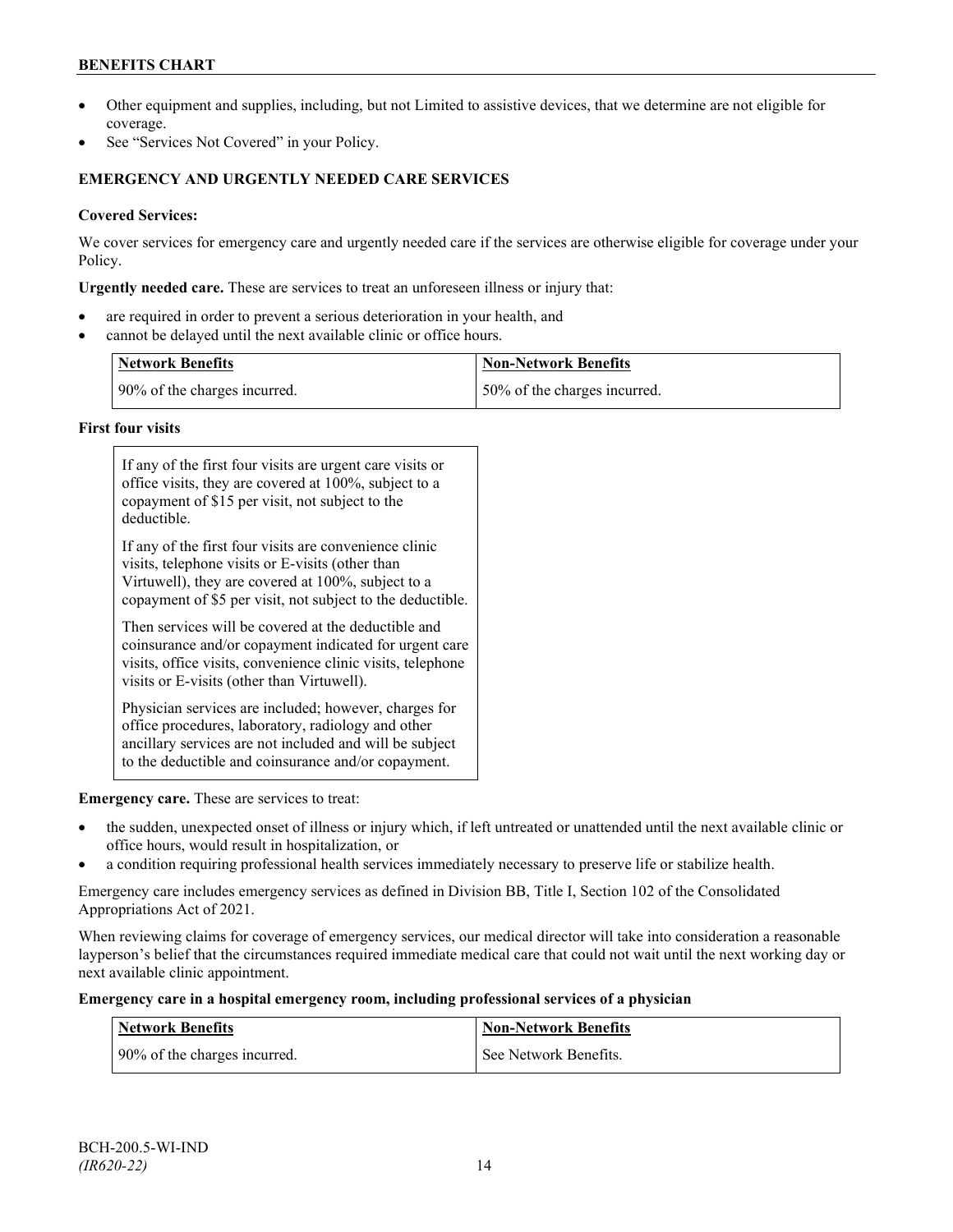- Other equipment and supplies, including, but not Limited to assistive devices, that we determine are not eligible for coverage.
- See "Services Not Covered" in your Policy.

## EMERGENCY AND URGENTLY NEEDED CARE SERVICES

**Covered Services:**

We cover services for emergency care and urgently needed care if the services are otherwise eligible for coverage under your Policy.

**Urgently needed care.** These are services to treat an unforeseen illness or injury that:

- are required in order to prevent a serious deterioration in your health, and
- cannot be delayed until the next available clinic or office hours.

| Network Benefits | Non-Network Benefits |
| --- | --- |
| 90% of the charges incurred. | 50% of the charges incurred. |

**First four visits**

| |
| --- |
| If any of the first four visits are urgent care visits or office visits, they are covered at 100%, subject to a copayment of $15 per visit, not subject to the deductible.<br><br>If any of the first four visits are convenience clinic visits, telephone visits or E-visits (other than Virtuwell), they are covered at 100%, subject to a copayment of $5 per visit, not subject to the deductible.<br><br>Then services will be covered at the deductible and coinsurance and/or copayment indicated for urgent care visits, office visits, convenience clinic visits, telephone visits or E-visits (other than Virtuwell).<br><br>Physician services are included; however, charges for office procedures, laboratory, radiology and other ancillary services are not included and will be subject to the deductible and coinsurance and/or copayment. |

**Emergency care.** These are services to treat:

- the sudden, unexpected onset of illness or injury which, if left untreated or unattended until the next available clinic or office hours, would result in hospitalization, or
- a condition requiring professional health services immediately necessary to preserve life or stabilize health.

Emergency care includes emergency services as defined in Division BB, Title I, Section 102 of the Consolidated Appropriations Act of 2021.

When reviewing claims for coverage of emergency services, our medical director will take into consideration a reasonable layperson's belief that the circumstances required immediate medical care that could not wait until the next working day or next available clinic appointment.

**Emergency care in a hospital emergency room, including professional services of a physician**

| Network Benefits | Non-Network Benefits |
| --- | --- |
| 90% of the charges incurred. | See Network Benefits. |

BCH-200.5-WI-IND
*(IR620-22)*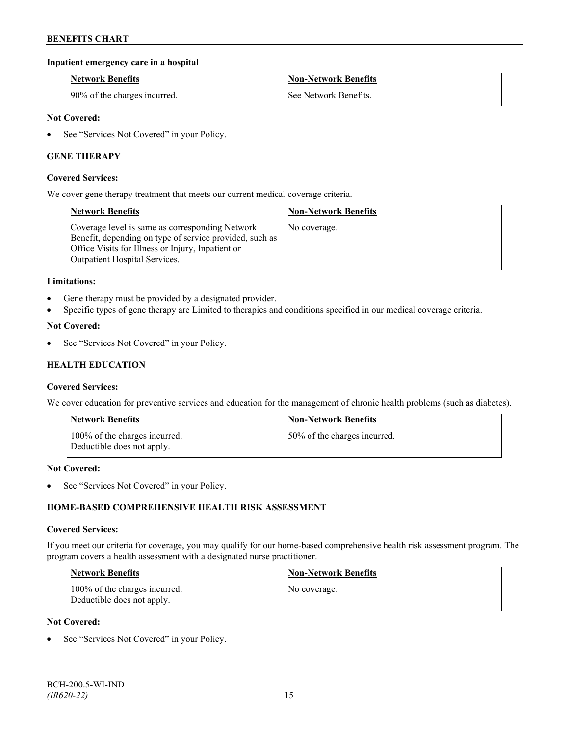**Inpatient emergency care in a hospital**

| Network Benefits | Non-Network Benefits |
| --- | --- |
| 90% of the charges incurred. | See Network Benefits. |

**Not Covered:**

- See "Services Not Covered" in your Policy.

### GENE THERAPY

**Covered Services:**

We cover gene therapy treatment that meets our current medical coverage criteria.

| Network Benefits | Non-Network Benefits |
| --- | --- |
| Coverage level is same as corresponding Network Benefit, depending on type of service provided, such as Office Visits for Illness or Injury, Inpatient or Outpatient Hospital Services. | No coverage. |

**Limitations:**

- Gene therapy must be provided by a designated provider.
- Specific types of gene therapy are Limited to therapies and conditions specified in our medical coverage criteria.

**Not Covered:**

- See "Services Not Covered" in your Policy.

### HEALTH EDUCATION

**Covered Services:**

We cover education for preventive services and education for the management of chronic health problems (such as diabetes).

| Network Benefits | Non-Network Benefits |
| --- | --- |
| 100% of the charges incurred. Deductible does not apply. | 50% of the charges incurred. |

**Not Covered:**

- See "Services Not Covered" in your Policy.

### HOME-BASED COMPREHENSIVE HEALTH RISK ASSESSMENT

**Covered Services:**

If you meet our criteria for coverage, you may qualify for our home-based comprehensive health risk assessment program. The program covers a health assessment with a designated nurse practitioner.

| Network Benefits | Non-Network Benefits |
| --- | --- |
| 100% of the charges incurred. Deductible does not apply. | No coverage. |

**Not Covered:**

- See "Services Not Covered" in your Policy.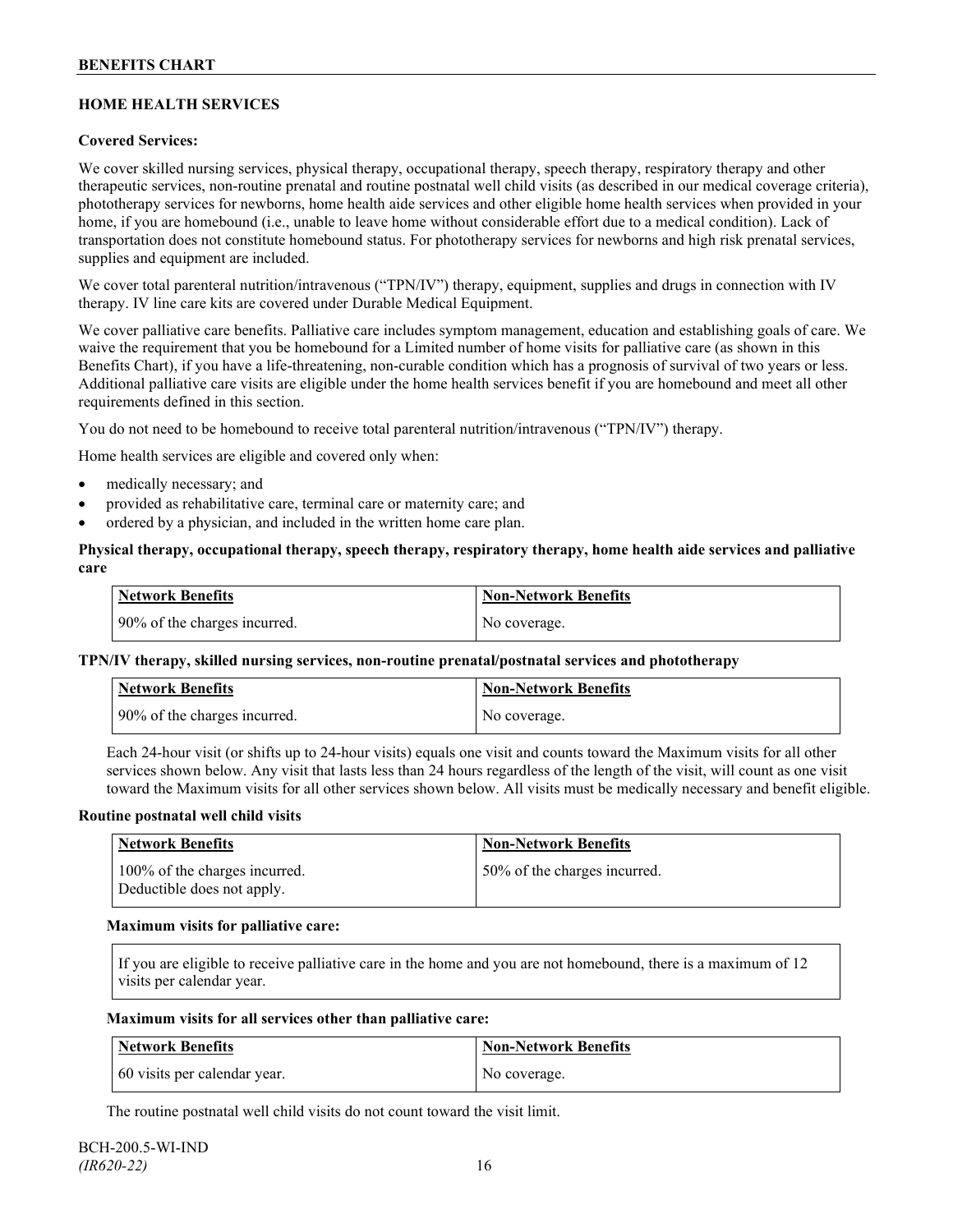## HOME HEALTH SERVICES

**Covered Services:**

We cover skilled nursing services, physical therapy, occupational therapy, speech therapy, respiratory therapy and other therapeutic services, non-routine prenatal and routine postnatal well child visits (as described in our medical coverage criteria), phototherapy services for newborns, home health aide services and other eligible home health services when provided in your home, if you are homebound (i.e., unable to leave home without considerable effort due to a medical condition). Lack of transportation does not constitute homebound status. For phototherapy services for newborns and high risk prenatal services, supplies and equipment are included.

We cover total parenteral nutrition/intravenous ("TPN/IV") therapy, equipment, supplies and drugs in connection with IV therapy. IV line care kits are covered under Durable Medical Equipment.

We cover palliative care benefits. Palliative care includes symptom management, education and establishing goals of care. We waive the requirement that you be homebound for a Limited number of home visits for palliative care (as shown in this Benefits Chart), if you have a life-threatening, non-curable condition which has a prognosis of survival of two years or less. Additional palliative care visits are eligible under the home health services benefit if you are homebound and meet all other requirements defined in this section.

You do not need to be homebound to receive total parenteral nutrition/intravenous ("TPN/IV") therapy.

Home health services are eligible and covered only when:

- medically necessary; and
- provided as rehabilitative care, terminal care or maternity care; and
- ordered by a physician, and included in the written home care plan.

**Physical therapy, occupational therapy, speech therapy, respiratory therapy, home health aide services and palliative care**

| Network Benefits | Non-Network Benefits |
|---|---|
| 90% of the charges incurred. | No coverage. |

**TPN/IV therapy, skilled nursing services, non-routine prenatal/postnatal services and phototherapy**

| Network Benefits | Non-Network Benefits |
|---|---|
| 90% of the charges incurred. | No coverage. |

Each 24-hour visit (or shifts up to 24-hour visits) equals one visit and counts toward the Maximum visits for all other services shown below. Any visit that lasts less than 24 hours regardless of the length of the visit, will count as one visit toward the Maximum visits for all other services shown below. All visits must be medically necessary and benefit eligible.

**Routine postnatal well child visits**

| Network Benefits | Non-Network Benefits |
|---|---|
| 100% of the charges incurred. Deductible does not apply. | 50% of the charges incurred. |

**Maximum visits for palliative care:**

If you are eligible to receive palliative care in the home and you are not homebound, there is a maximum of 12 visits per calendar year.

**Maximum visits for all services other than palliative care:**

| Network Benefits | Non-Network Benefits |
|---|---|
| 60 visits per calendar year. | No coverage. |

The routine postnatal well child visits do not count toward the visit limit.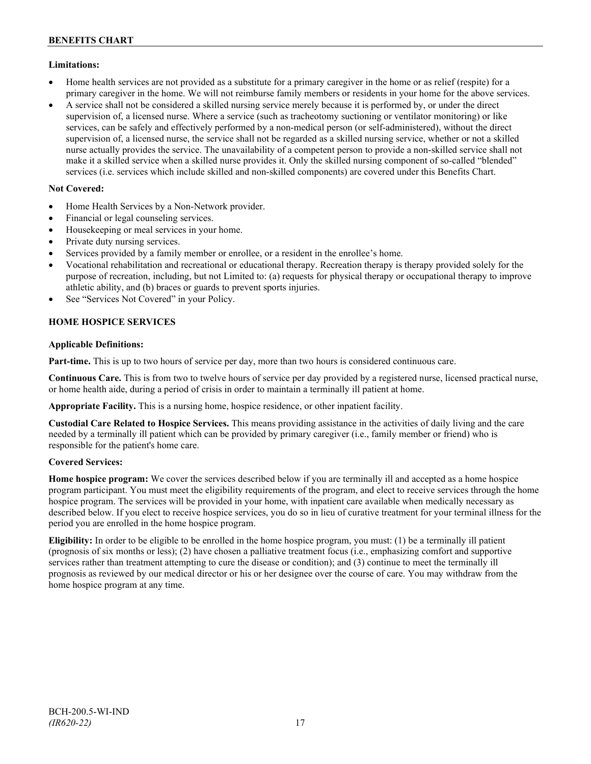**Limitations:**

- Home health services are not provided as a substitute for a primary caregiver in the home or as relief (respite) for a primary caregiver in the home. We will not reimburse family members or residents in your home for the above services.
- A service shall not be considered a skilled nursing service merely because it is performed by, or under the direct supervision of, a licensed nurse. Where a service (such as tracheotomy suctioning or ventilator monitoring) or like services, can be safely and effectively performed by a non-medical person (or self-administered), without the direct supervision of, a licensed nurse, the service shall not be regarded as a skilled nursing service, whether or not a skilled nurse actually provides the service. The unavailability of a competent person to provide a non-skilled service shall not make it a skilled service when a skilled nurse provides it. Only the skilled nursing component of so-called "blended" services (i.e. services which include skilled and non-skilled components) are covered under this Benefits Chart.

**Not Covered:**

- Home Health Services by a Non-Network provider.
- Financial or legal counseling services.
- Housekeeping or meal services in your home.
- Private duty nursing services.
- Services provided by a family member or enrollee, or a resident in the enrollee's home.
- Vocational rehabilitation and recreational or educational therapy. Recreation therapy is therapy provided solely for the purpose of recreation, including, but not Limited to: (a) requests for physical therapy or occupational therapy to improve athletic ability, and (b) braces or guards to prevent sports injuries.
- See "Services Not Covered" in your Policy.

## HOME HOSPICE SERVICES

**Applicable Definitions:**

**Part-time.** This is up to two hours of service per day, more than two hours is considered continuous care.

**Continuous Care.** This is from two to twelve hours of service per day provided by a registered nurse, licensed practical nurse, or home health aide, during a period of crisis in order to maintain a terminally ill patient at home.

**Appropriate Facility.** This is a nursing home, hospice residence, or other inpatient facility.

**Custodial Care Related to Hospice Services.** This means providing assistance in the activities of daily living and the care needed by a terminally ill patient which can be provided by primary caregiver (i.e., family member or friend) who is responsible for the patient's home care.

**Covered Services:**

**Home hospice program:** We cover the services described below if you are terminally ill and accepted as a home hospice program participant. You must meet the eligibility requirements of the program, and elect to receive services through the home hospice program. The services will be provided in your home, with inpatient care available when medically necessary as described below. If you elect to receive hospice services, you do so in lieu of curative treatment for your terminal illness for the period you are enrolled in the home hospice program.

**Eligibility:** In order to be eligible to be enrolled in the home hospice program, you must: (1) be a terminally ill patient (prognosis of six months or less); (2) have chosen a palliative treatment focus (i.e., emphasizing comfort and supportive services rather than treatment attempting to cure the disease or condition); and (3) continue to meet the terminally ill prognosis as reviewed by our medical director or his or her designee over the course of care. You may withdraw from the home hospice program at any time.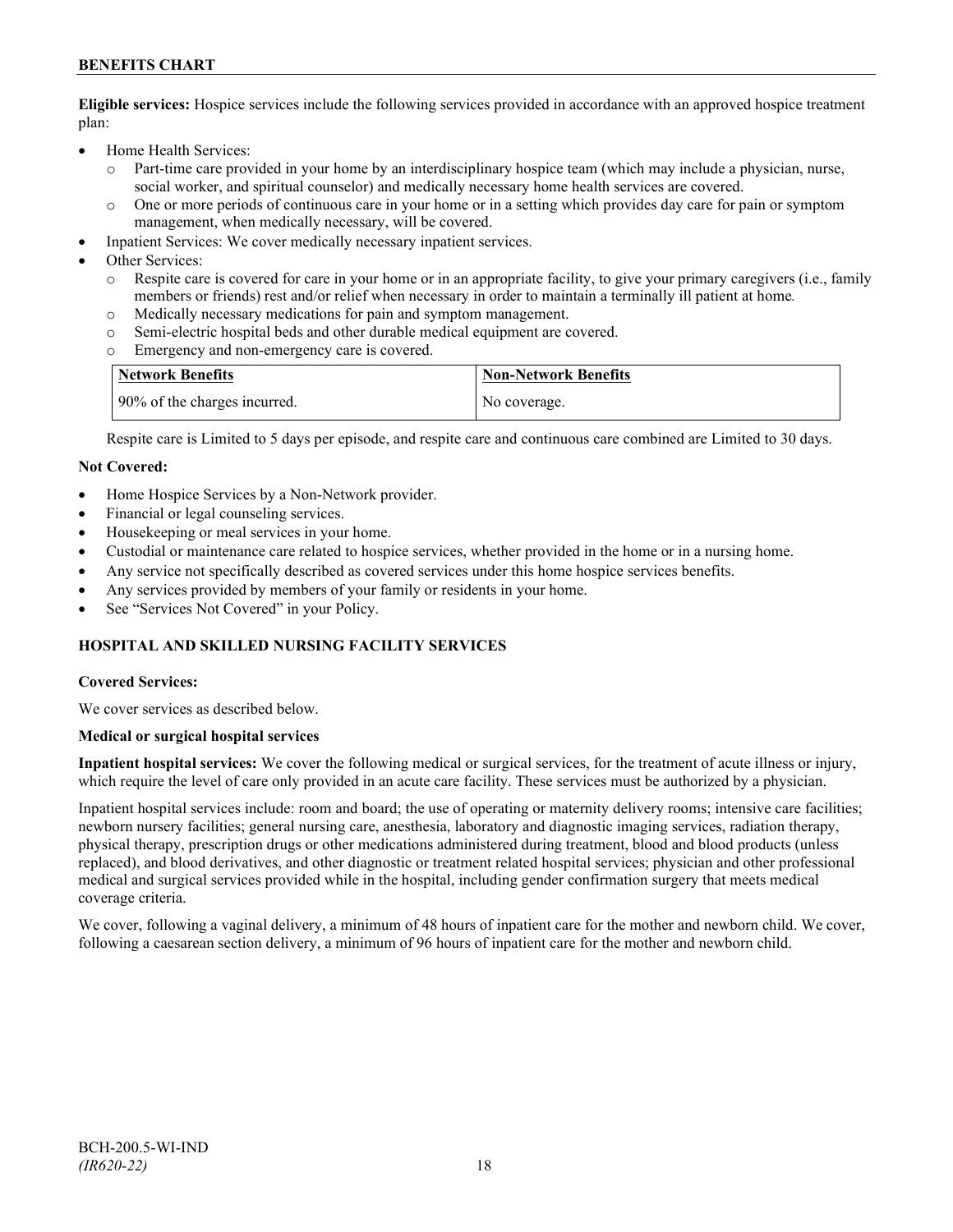**Eligible services:** Hospice services include the following services provided in accordance with an approved hospice treatment plan:

- Home Health Services:
  - o Part-time care provided in your home by an interdisciplinary hospice team (which may include a physician, nurse, social worker, and spiritual counselor) and medically necessary home health services are covered.
  - o One or more periods of continuous care in your home or in a setting which provides day care for pain or symptom management, when medically necessary, will be covered.
- Inpatient Services: We cover medically necessary inpatient services.
- Other Services:
  - o Respite care is covered for care in your home or in an appropriate facility, to give your primary caregivers (i.e., family members or friends) rest and/or relief when necessary in order to maintain a terminally ill patient at home.
  - o Medically necessary medications for pain and symptom management.
  - o Semi-electric hospital beds and other durable medical equipment are covered.
  - o Emergency and non-emergency care is covered.

| Network Benefits | Non-Network Benefits |
| --- | --- |
| 90% of the charges incurred. | No coverage. |

Respite care is Limited to 5 days per episode, and respite care and continuous care combined are Limited to 30 days.

**Not Covered:**

- Home Hospice Services by a Non-Network provider.
- Financial or legal counseling services.
- Housekeeping or meal services in your home.
- Custodial or maintenance care related to hospice services, whether provided in the home or in a nursing home.
- Any service not specifically described as covered services under this home hospice services benefits.
- Any services provided by members of your family or residents in your home.
- See "Services Not Covered" in your Policy.

## HOSPITAL AND SKILLED NURSING FACILITY SERVICES

**Covered Services:**

We cover services as described below.

**Medical or surgical hospital services**

**Inpatient hospital services:** We cover the following medical or surgical services, for the treatment of acute illness or injury, which require the level of care only provided in an acute care facility. These services must be authorized by a physician.

Inpatient hospital services include: room and board; the use of operating or maternity delivery rooms; intensive care facilities; newborn nursery facilities; general nursing care, anesthesia, laboratory and diagnostic imaging services, radiation therapy, physical therapy, prescription drugs or other medications administered during treatment, blood and blood products (unless replaced), and blood derivatives, and other diagnostic or treatment related hospital services; physician and other professional medical and surgical services provided while in the hospital, including gender confirmation surgery that meets medical coverage criteria.

We cover, following a vaginal delivery, a minimum of 48 hours of inpatient care for the mother and newborn child. We cover, following a caesarean section delivery, a minimum of 96 hours of inpatient care for the mother and newborn child.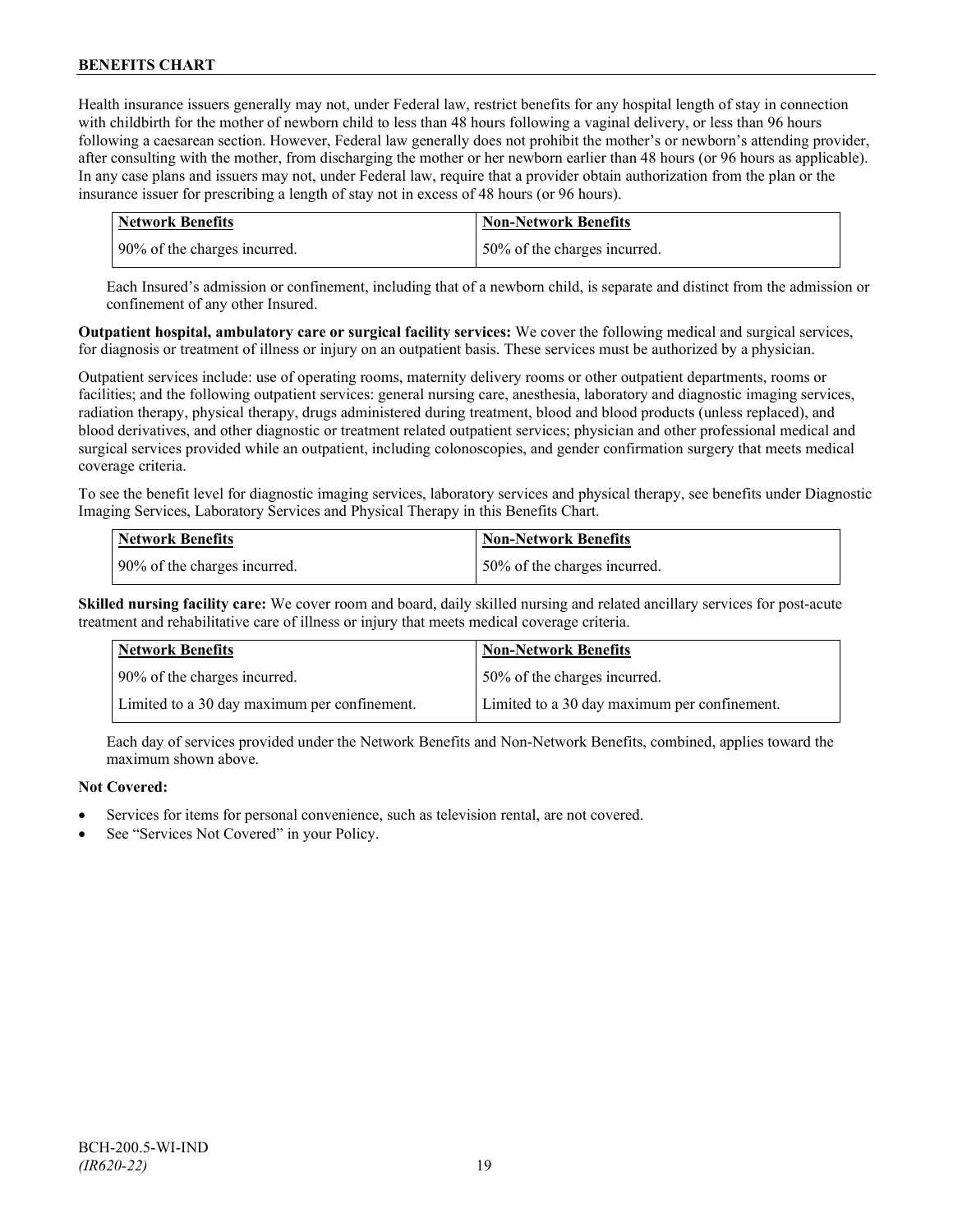Health insurance issuers generally may not, under Federal law, restrict benefits for any hospital length of stay in connection with childbirth for the mother of newborn child to less than 48 hours following a vaginal delivery, or less than 96 hours following a caesarean section. However, Federal law generally does not prohibit the mother's or newborn's attending provider, after consulting with the mother, from discharging the mother or her newborn earlier than 48 hours (or 96 hours as applicable). In any case plans and issuers may not, under Federal law, require that a provider obtain authorization from the plan or the insurance issuer for prescribing a length of stay not in excess of 48 hours (or 96 hours).

| Network Benefits | Non-Network Benefits |
|---|---|
| 90% of the charges incurred. | 50% of the charges incurred. |

Each Insured's admission or confinement, including that of a newborn child, is separate and distinct from the admission or confinement of any other Insured.

**Outpatient hospital, ambulatory care or surgical facility services:** We cover the following medical and surgical services, for diagnosis or treatment of illness or injury on an outpatient basis. These services must be authorized by a physician.

Outpatient services include: use of operating rooms, maternity delivery rooms or other outpatient departments, rooms or facilities; and the following outpatient services: general nursing care, anesthesia, laboratory and diagnostic imaging services, radiation therapy, physical therapy, drugs administered during treatment, blood and blood products (unless replaced), and blood derivatives, and other diagnostic or treatment related outpatient services; physician and other professional medical and surgical services provided while an outpatient, including colonoscopies, and gender confirmation surgery that meets medical coverage criteria.

To see the benefit level for diagnostic imaging services, laboratory services and physical therapy, see benefits under Diagnostic Imaging Services, Laboratory Services and Physical Therapy in this Benefits Chart.

| Network Benefits | Non-Network Benefits |
|---|---|
| 90% of the charges incurred. | 50% of the charges incurred. |

**Skilled nursing facility care:** We cover room and board, daily skilled nursing and related ancillary services for post-acute treatment and rehabilitative care of illness or injury that meets medical coverage criteria.

| Network Benefits | Non-Network Benefits |
|---|---|
| 90% of the charges incurred. | 50% of the charges incurred. |
| Limited to a 30 day maximum per confinement. | Limited to a 30 day maximum per confinement. |

Each day of services provided under the Network Benefits and Non-Network Benefits, combined, applies toward the maximum shown above.

**Not Covered:**

- Services for items for personal convenience, such as television rental, are not covered.
- See "Services Not Covered" in your Policy.

BCH-200.5-WI-IND
*(IR620-22)*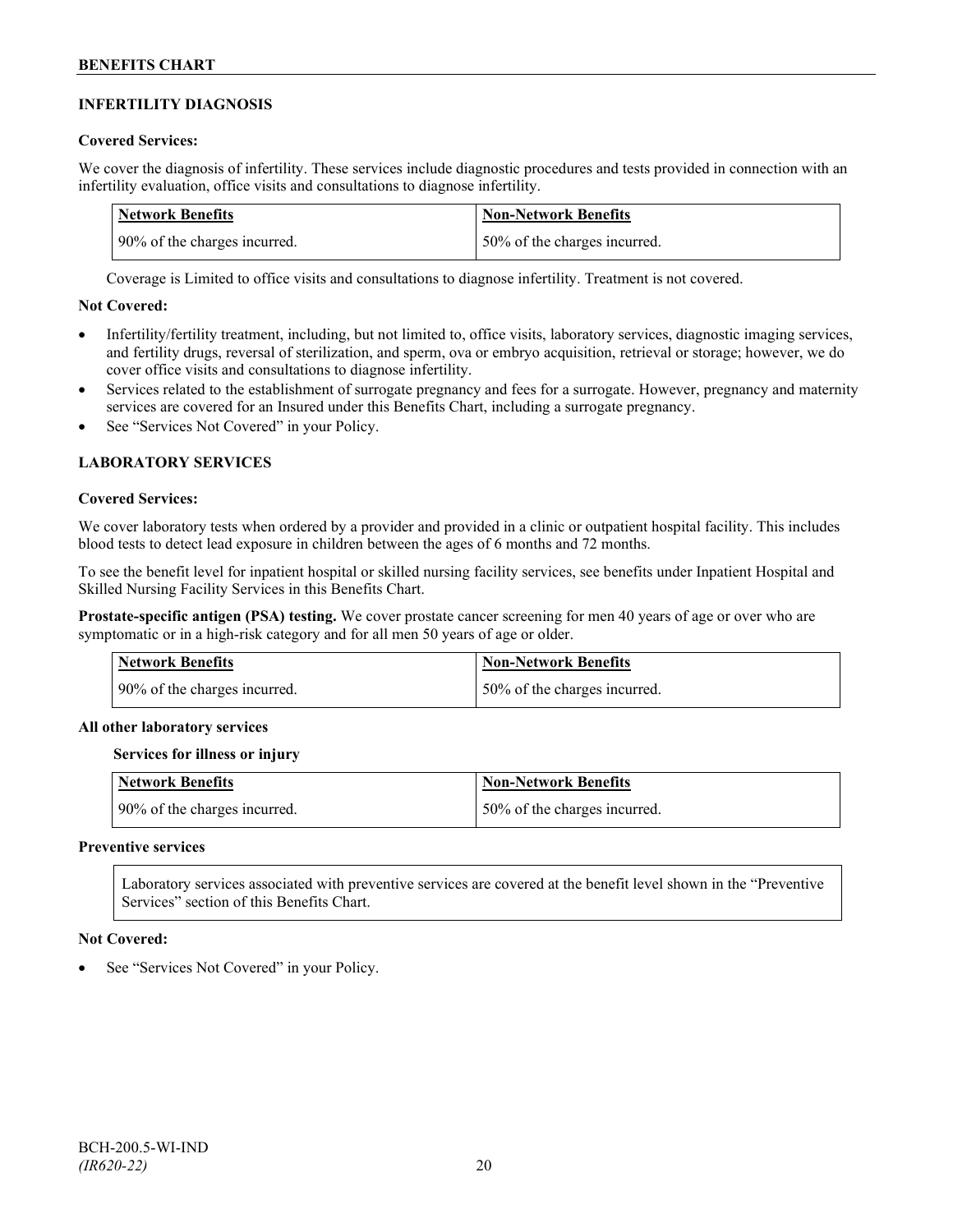## INFERTILITY DIAGNOSIS

**Covered Services:**

We cover the diagnosis of infertility. These services include diagnostic procedures and tests provided in connection with an infertility evaluation, office visits and consultations to diagnose infertility.

| Network Benefits | Non-Network Benefits |
|---|---|
| 90% of the charges incurred. | 50% of the charges incurred. |

Coverage is Limited to office visits and consultations to diagnose infertility. Treatment is not covered.

**Not Covered:**

- Infertility/fertility treatment, including, but not limited to, office visits, laboratory services, diagnostic imaging services, and fertility drugs, reversal of sterilization, and sperm, ova or embryo acquisition, retrieval or storage; however, we do cover office visits and consultations to diagnose infertility.
- Services related to the establishment of surrogate pregnancy and fees for a surrogate. However, pregnancy and maternity services are covered for an Insured under this Benefits Chart, including a surrogate pregnancy.
- See "Services Not Covered" in your Policy.

## LABORATORY SERVICES

**Covered Services:**

We cover laboratory tests when ordered by a provider and provided in a clinic or outpatient hospital facility. This includes blood tests to detect lead exposure in children between the ages of 6 months and 72 months.

To see the benefit level for inpatient hospital or skilled nursing facility services, see benefits under Inpatient Hospital and Skilled Nursing Facility Services in this Benefits Chart.

**Prostate-specific antigen (PSA) testing.** We cover prostate cancer screening for men 40 years of age or over who are symptomatic or in a high-risk category and for all men 50 years of age or older.

| Network Benefits | Non-Network Benefits |
|---|---|
| 90% of the charges incurred. | 50% of the charges incurred. |

**All other laboratory services**

**Services for illness or injury**

| Network Benefits | Non-Network Benefits |
|---|---|
| 90% of the charges incurred. | 50% of the charges incurred. |

**Preventive services**

Laboratory services associated with preventive services are covered at the benefit level shown in the "Preventive Services" section of this Benefits Chart.

**Not Covered:**

- See "Services Not Covered" in your Policy.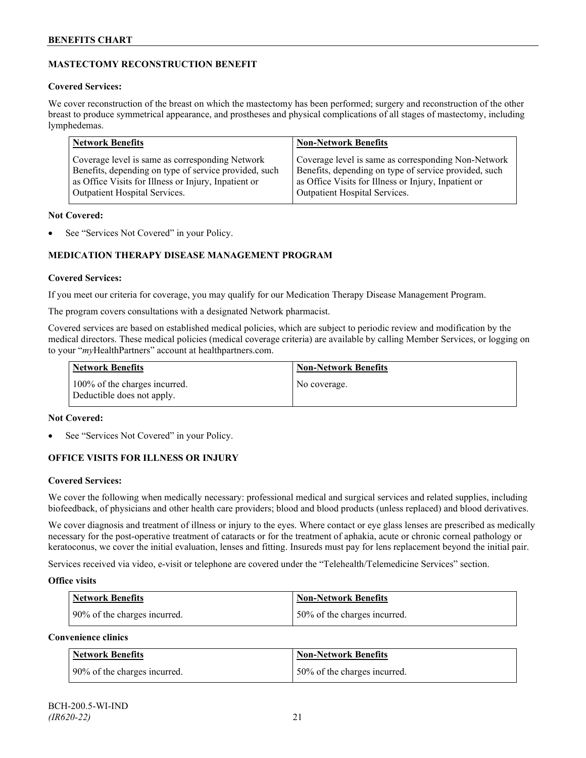## MASTECTOMY RECONSTRUCTION BENEFIT

**Covered Services:**

We cover reconstruction of the breast on which the mastectomy has been performed; surgery and reconstruction of the other breast to produce symmetrical appearance, and prostheses and physical complications of all stages of mastectomy, including lymphedemas.

| Network Benefits | Non-Network Benefits |
|---|---|
| Coverage level is same as corresponding Network Benefits, depending on type of service provided, such as Office Visits for Illness or Injury, Inpatient or Outpatient Hospital Services. | Coverage level is same as corresponding Non-Network Benefits, depending on type of service provided, such as Office Visits for Illness or Injury, Inpatient or Outpatient Hospital Services. |

**Not Covered:**

- See "Services Not Covered" in your Policy.

## MEDICATION THERAPY DISEASE MANAGEMENT PROGRAM

**Covered Services:**

If you meet our criteria for coverage, you may qualify for our Medication Therapy Disease Management Program.

The program covers consultations with a designated Network pharmacist.

Covered services are based on established medical policies, which are subject to periodic review and modification by the medical directors. These medical policies (medical coverage criteria) are available by calling Member Services, or logging on to your "*my*HealthPartners" account at healthpartners.com.

| Network Benefits | Non-Network Benefits |
|---|---|
| 100% of the charges incurred. Deductible does not apply. | No coverage. |

**Not Covered:**

- See "Services Not Covered" in your Policy.

## OFFICE VISITS FOR ILLNESS OR INJURY

**Covered Services:**

We cover the following when medically necessary: professional medical and surgical services and related supplies, including biofeedback, of physicians and other health care providers; blood and blood products (unless replaced) and blood derivatives.

We cover diagnosis and treatment of illness or injury to the eyes. Where contact or eye glass lenses are prescribed as medically necessary for the post-operative treatment of cataracts or for the treatment of aphakia, acute or chronic corneal pathology or keratoconus, we cover the initial evaluation, lenses and fitting. Insureds must pay for lens replacement beyond the initial pair.

Services received via video, e-visit or telephone are covered under the "Telehealth/Telemedicine Services" section.

**Office visits**

| Network Benefits | Non-Network Benefits |
|---|---|
| 90% of the charges incurred. | 50% of the charges incurred. |

**Convenience clinics**

| Network Benefits | Non-Network Benefits |
|---|---|
| 90% of the charges incurred. | 50% of the charges incurred. |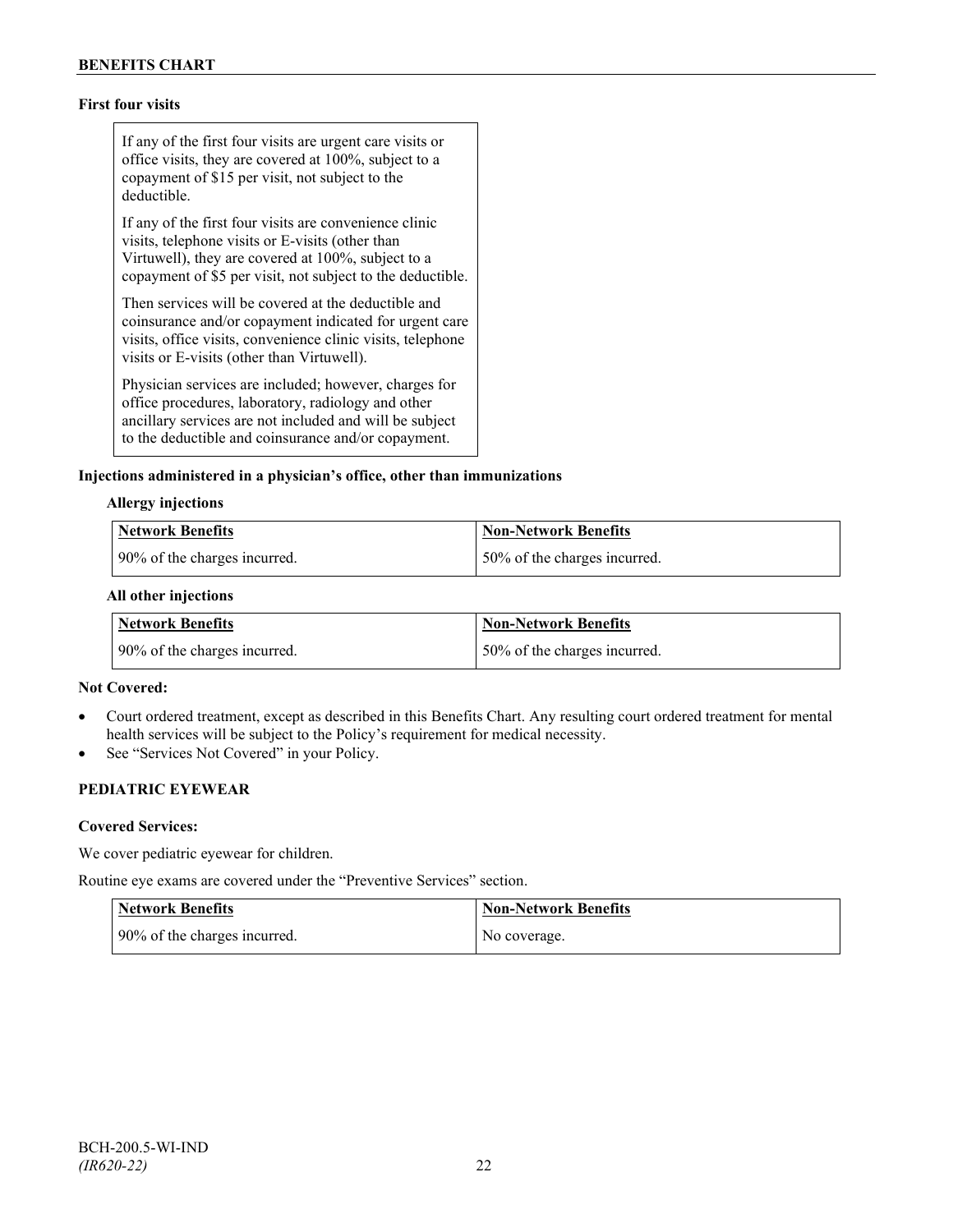**First four visits**

If any of the first four visits are urgent care visits or office visits, they are covered at 100%, subject to a copayment of $15 per visit, not subject to the deductible.

If any of the first four visits are convenience clinic visits, telephone visits or E-visits (other than Virtuwell), they are covered at 100%, subject to a copayment of $5 per visit, not subject to the deductible.

Then services will be covered at the deductible and coinsurance and/or copayment indicated for urgent care visits, office visits, convenience clinic visits, telephone visits or E-visits (other than Virtuwell).

Physician services are included; however, charges for office procedures, laboratory, radiology and other ancillary services are not included and will be subject to the deductible and coinsurance and/or copayment.

**Injections administered in a physician's office, other than immunizations**

**Allergy injections**

| Network Benefits | Non-Network Benefits |
|---|---|
| 90% of the charges incurred. | 50% of the charges incurred. |

**All other injections**

| Network Benefits | Non-Network Benefits |
|---|---|
| 90% of the charges incurred. | 50% of the charges incurred. |

**Not Covered:**

- Court ordered treatment, except as described in this Benefits Chart. Any resulting court ordered treatment for mental health services will be subject to the Policy's requirement for medical necessity.
- See "Services Not Covered" in your Policy.

**PEDIATRIC EYEWEAR**

**Covered Services:**

We cover pediatric eyewear for children.

Routine eye exams are covered under the "Preventive Services" section.

| Network Benefits | Non-Network Benefits |
|---|---|
| 90% of the charges incurred. | No coverage. |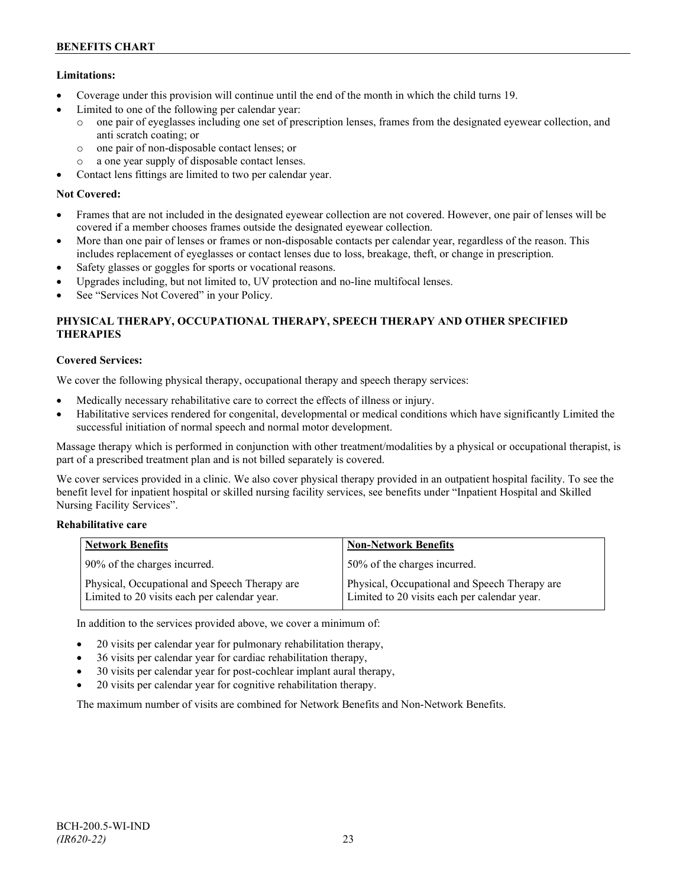**Limitations:**

- Coverage under this provision will continue until the end of the month in which the child turns 19.
- Limited to one of the following per calendar year:
  - one pair of eyeglasses including one set of prescription lenses, frames from the designated eyewear collection, and anti scratch coating; or
  - one pair of non-disposable contact lenses; or
  - a one year supply of disposable contact lenses.
- Contact lens fittings are limited to two per calendar year.

**Not Covered:**

- Frames that are not included in the designated eyewear collection are not covered. However, one pair of lenses will be covered if a member chooses frames outside the designated eyewear collection.
- More than one pair of lenses or frames or non-disposable contacts per calendar year, regardless of the reason. This includes replacement of eyeglasses or contact lenses due to loss, breakage, theft, or change in prescription.
- Safety glasses or goggles for sports or vocational reasons.
- Upgrades including, but not limited to, UV protection and no-line multifocal lenses.
- See "Services Not Covered" in your Policy.

## PHYSICAL THERAPY, OCCUPATIONAL THERAPY, SPEECH THERAPY AND OTHER SPECIFIED THERAPIES

**Covered Services:**

We cover the following physical therapy, occupational therapy and speech therapy services:

- Medically necessary rehabilitative care to correct the effects of illness or injury.
- Habilitative services rendered for congenital, developmental or medical conditions which have significantly Limited the successful initiation of normal speech and normal motor development.

Massage therapy which is performed in conjunction with other treatment/modalities by a physical or occupational therapist, is part of a prescribed treatment plan and is not billed separately is covered.

We cover services provided in a clinic. We also cover physical therapy provided in an outpatient hospital facility. To see the benefit level for inpatient hospital or skilled nursing facility services, see benefits under "Inpatient Hospital and Skilled Nursing Facility Services".

**Rehabilitative care**

| Network Benefits | Non-Network Benefits |
|---|---|
| 90% of the charges incurred. | 50% of the charges incurred. |
| Physical, Occupational and Speech Therapy are Limited to 20 visits each per calendar year. | Physical, Occupational and Speech Therapy are Limited to 20 visits each per calendar year. |

In addition to the services provided above, we cover a minimum of:

- 20 visits per calendar year for pulmonary rehabilitation therapy,
- 36 visits per calendar year for cardiac rehabilitation therapy,
- 30 visits per calendar year for post-cochlear implant aural therapy,
- 20 visits per calendar year for cognitive rehabilitation therapy.

The maximum number of visits are combined for Network Benefits and Non-Network Benefits.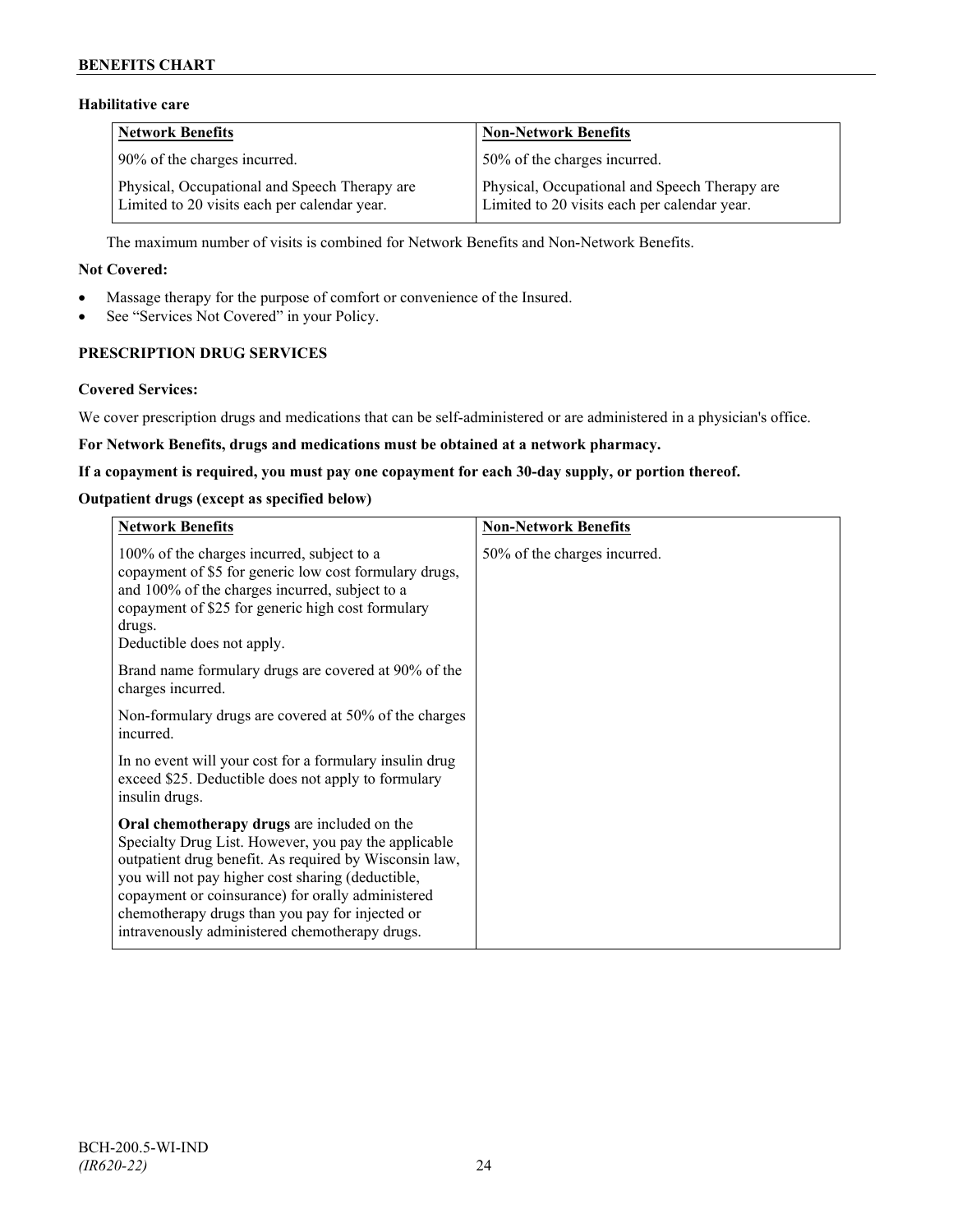### Habilitative care

| Network Benefits | Non-Network Benefits |
| --- | --- |
| 90% of the charges incurred.<br><br>Physical, Occupational and Speech Therapy are Limited to 20 visits each per calendar year. | 50% of the charges incurred.<br><br>Physical, Occupational and Speech Therapy are Limited to 20 visits each per calendar year. |

The maximum number of visits is combined for Network Benefits and Non-Network Benefits.

**Not Covered:**

- Massage therapy for the purpose of comfort or convenience of the Insured.
- See "Services Not Covered" in your Policy.

## PRESCRIPTION DRUG SERVICES

**Covered Services:**

We cover prescription drugs and medications that can be self-administered or are administered in a physician's office.

**For Network Benefits, drugs and medications must be obtained at a network pharmacy.**

**If a copayment is required, you must pay one copayment for each 30-day supply, or portion thereof.**

**Outpatient drugs (except as specified below)**

| Network Benefits | Non-Network Benefits |
| --- | --- |
| 100% of the charges incurred, subject to a copayment of $5 for generic low cost formulary drugs, and 100% of the charges incurred, subject to a copayment of $25 for generic high cost formulary drugs.<br>Deductible does not apply.<br><br>Brand name formulary drugs are covered at 90% of the charges incurred.<br><br>Non-formulary drugs are covered at 50% of the charges incurred.<br><br>In no event will your cost for a formulary insulin drug exceed $25. Deductible does not apply to formulary insulin drugs.<br><br>**Oral chemotherapy drugs** are included on the Specialty Drug List. However, you pay the applicable outpatient drug benefit. As required by Wisconsin law, you will not pay higher cost sharing (deductible, copayment or coinsurance) for orally administered chemotherapy drugs than you pay for injected or intravenously administered chemotherapy drugs. | 50% of the charges incurred. |

BCH-200.5-WI-IND
*(IR620-22)*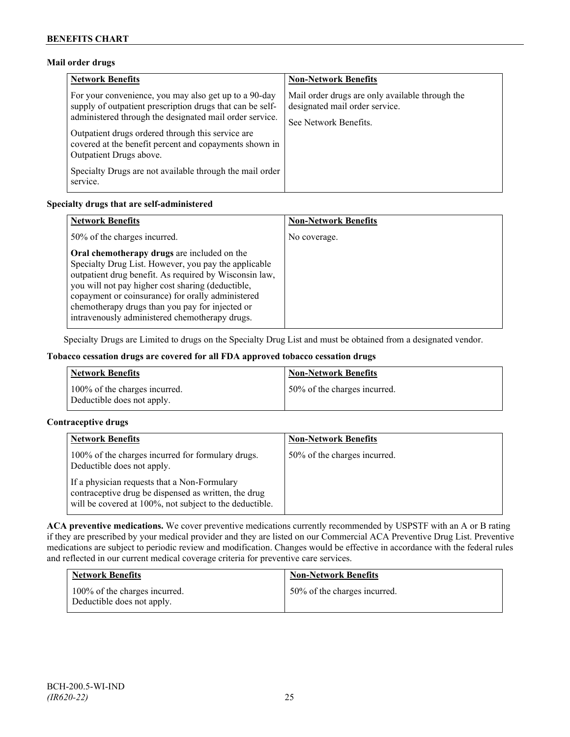**Mail order drugs**

| Network Benefits | Non-Network Benefits |
|---|---|
| For your convenience, you may also get up to a 90-day supply of outpatient prescription drugs that can be self-administered through the designated mail order service.<br><br>Outpatient drugs ordered through this service are covered at the benefit percent and copayments shown in Outpatient Drugs above.<br><br>Specialty Drugs are not available through the mail order service. | Mail order drugs are only available through the designated mail order service.<br><br>See Network Benefits. |

**Specialty drugs that are self-administered**

| Network Benefits | Non-Network Benefits |
|---|---|
| 50% of the charges incurred.<br><br>**Oral chemotherapy drugs** are included on the Specialty Drug List. However, you pay the applicable outpatient drug benefit. As required by Wisconsin law, you will not pay higher cost sharing (deductible, copayment or coinsurance) for orally administered chemotherapy drugs than you pay for injected or intravenously administered chemotherapy drugs. | No coverage. |

Specialty Drugs are Limited to drugs on the Specialty Drug List and must be obtained from a designated vendor.

**Tobacco cessation drugs are covered for all FDA approved tobacco cessation drugs**

| Network Benefits | Non-Network Benefits |
|---|---|
| 100% of the charges incurred.<br>Deductible does not apply. | 50% of the charges incurred. |

**Contraceptive drugs**

| Network Benefits | Non-Network Benefits |
|---|---|
| 100% of the charges incurred for formulary drugs. Deductible does not apply.<br><br>If a physician requests that a Non-Formulary contraceptive drug be dispensed as written, the drug will be covered at 100%, not subject to the deductible. | 50% of the charges incurred. |

**ACA preventive medications.** We cover preventive medications currently recommended by USPSTF with an A or B rating if they are prescribed by your medical provider and they are listed on our Commercial ACA Preventive Drug List. Preventive medications are subject to periodic review and modification. Changes would be effective in accordance with the federal rules and reflected in our current medical coverage criteria for preventive care services.

| Network Benefits | Non-Network Benefits |
|---|---|
| 100% of the charges incurred.<br>Deductible does not apply. | 50% of the charges incurred. |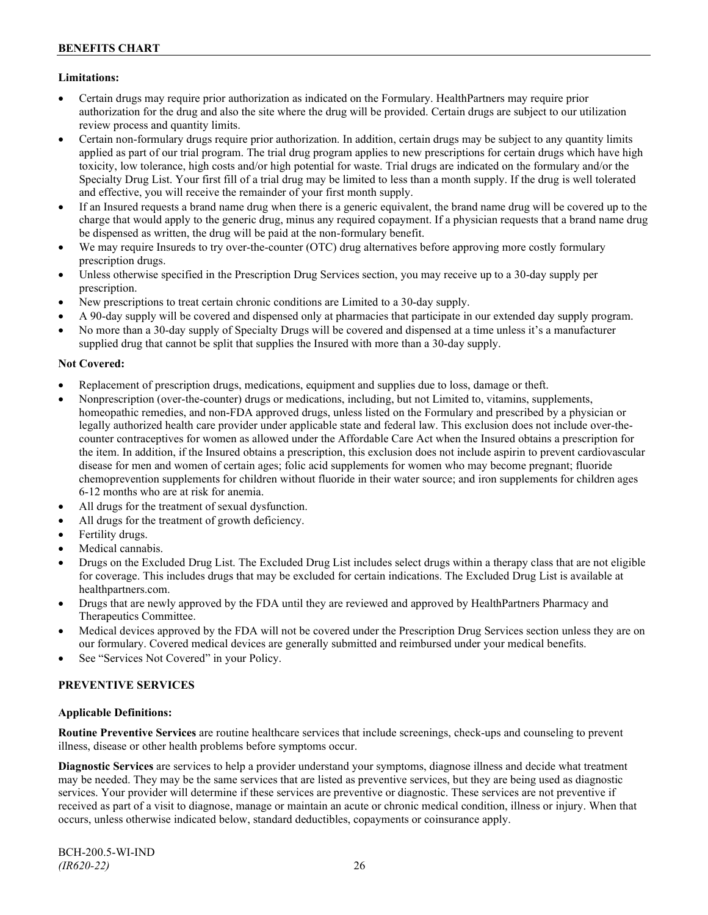**Limitations:**

- Certain drugs may require prior authorization as indicated on the Formulary. HealthPartners may require prior authorization for the drug and also the site where the drug will be provided. Certain drugs are subject to our utilization review process and quantity limits.
- Certain non-formulary drugs require prior authorization. In addition, certain drugs may be subject to any quantity limits applied as part of our trial program. The trial drug program applies to new prescriptions for certain drugs which have high toxicity, low tolerance, high costs and/or high potential for waste. Trial drugs are indicated on the formulary and/or the Specialty Drug List. Your first fill of a trial drug may be limited to less than a month supply. If the drug is well tolerated and effective, you will receive the remainder of your first month supply.
- If an Insured requests a brand name drug when there is a generic equivalent, the brand name drug will be covered up to the charge that would apply to the generic drug, minus any required copayment. If a physician requests that a brand name drug be dispensed as written, the drug will be paid at the non-formulary benefit.
- We may require Insureds to try over-the-counter (OTC) drug alternatives before approving more costly formulary prescription drugs.
- Unless otherwise specified in the Prescription Drug Services section, you may receive up to a 30-day supply per prescription.
- New prescriptions to treat certain chronic conditions are Limited to a 30-day supply.
- A 90-day supply will be covered and dispensed only at pharmacies that participate in our extended day supply program.
- No more than a 30-day supply of Specialty Drugs will be covered and dispensed at a time unless it's a manufacturer supplied drug that cannot be split that supplies the Insured with more than a 30-day supply.

**Not Covered:**

- Replacement of prescription drugs, medications, equipment and supplies due to loss, damage or theft.
- Nonprescription (over-the-counter) drugs or medications, including, but not Limited to, vitamins, supplements, homeopathic remedies, and non-FDA approved drugs, unless listed on the Formulary and prescribed by a physician or legally authorized health care provider under applicable state and federal law. This exclusion does not include over-the-counter contraceptives for women as allowed under the Affordable Care Act when the Insured obtains a prescription for the item. In addition, if the Insured obtains a prescription, this exclusion does not include aspirin to prevent cardiovascular disease for men and women of certain ages; folic acid supplements for women who may become pregnant; fluoride chemoprevention supplements for children without fluoride in their water source; and iron supplements for children ages 6-12 months who are at risk for anemia.
- All drugs for the treatment of sexual dysfunction.
- All drugs for the treatment of growth deficiency.
- Fertility drugs.
- Medical cannabis.
- Drugs on the Excluded Drug List. The Excluded Drug List includes select drugs within a therapy class that are not eligible for coverage. This includes drugs that may be excluded for certain indications. The Excluded Drug List is available at healthpartners.com.
- Drugs that are newly approved by the FDA until they are reviewed and approved by HealthPartners Pharmacy and Therapeutics Committee.
- Medical devices approved by the FDA will not be covered under the Prescription Drug Services section unless they are on our formulary. Covered medical devices are generally submitted and reimbursed under your medical benefits.
- See "Services Not Covered" in your Policy.

## PREVENTIVE SERVICES

**Applicable Definitions:**

**Routine Preventive Services** are routine healthcare services that include screenings, check-ups and counseling to prevent illness, disease or other health problems before symptoms occur.

**Diagnostic Services** are services to help a provider understand your symptoms, diagnose illness and decide what treatment may be needed. They may be the same services that are listed as preventive services, but they are being used as diagnostic services. Your provider will determine if these services are preventive or diagnostic. These services are not preventive if received as part of a visit to diagnose, manage or maintain an acute or chronic medical condition, illness or injury. When that occurs, unless otherwise indicated below, standard deductibles, copayments or coinsurance apply.

BCH-200.5-WI-IND
*(IR620-22)*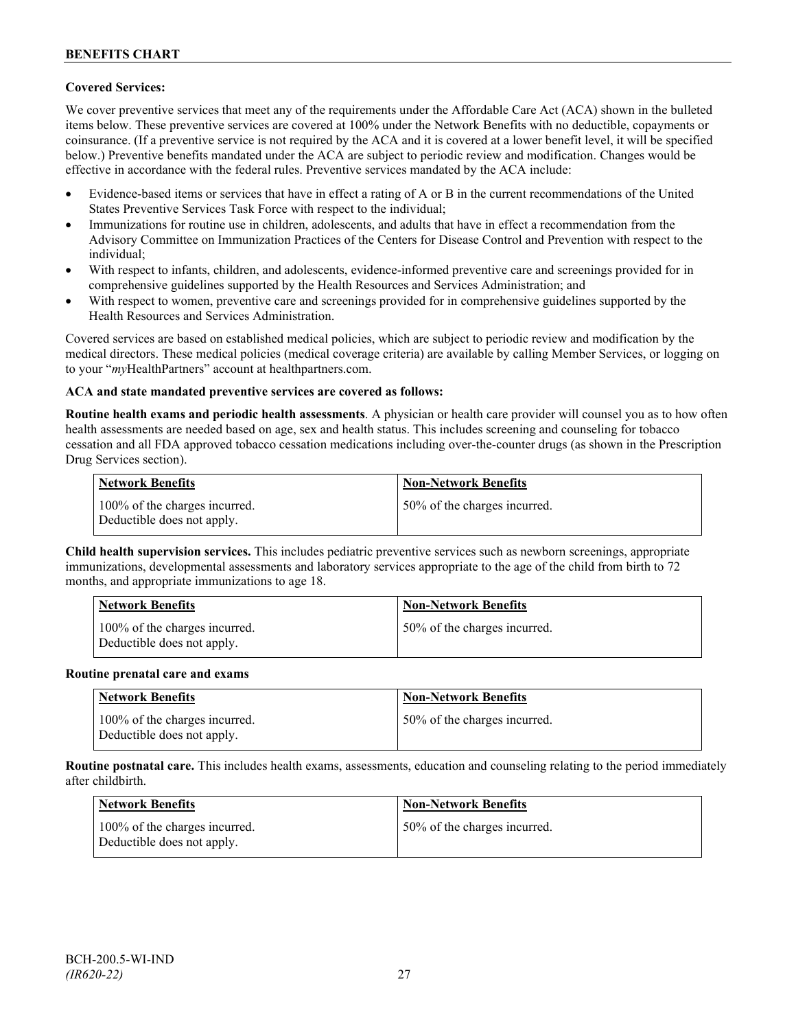**Covered Services:**

We cover preventive services that meet any of the requirements under the Affordable Care Act (ACA) shown in the bulleted items below. These preventive services are covered at 100% under the Network Benefits with no deductible, copayments or coinsurance. (If a preventive service is not required by the ACA and it is covered at a lower benefit level, it will be specified below.) Preventive benefits mandated under the ACA are subject to periodic review and modification. Changes would be effective in accordance with the federal rules. Preventive services mandated by the ACA include:

- Evidence-based items or services that have in effect a rating of A or B in the current recommendations of the United States Preventive Services Task Force with respect to the individual;
- Immunizations for routine use in children, adolescents, and adults that have in effect a recommendation from the Advisory Committee on Immunization Practices of the Centers for Disease Control and Prevention with respect to the individual;
- With respect to infants, children, and adolescents, evidence-informed preventive care and screenings provided for in comprehensive guidelines supported by the Health Resources and Services Administration; and
- With respect to women, preventive care and screenings provided for in comprehensive guidelines supported by the Health Resources and Services Administration.

Covered services are based on established medical policies, which are subject to periodic review and modification by the medical directors. These medical policies (medical coverage criteria) are available by calling Member Services, or logging on to your "*my*HealthPartners" account at healthpartners.com.

**ACA and state mandated preventive services are covered as follows:**

**Routine health exams and periodic health assessments**. A physician or health care provider will counsel you as to how often health assessments are needed based on age, sex and health status. This includes screening and counseling for tobacco cessation and all FDA approved tobacco cessation medications including over-the-counter drugs (as shown in the Prescription Drug Services section).

| Network Benefits | Non-Network Benefits |
|---|---|
| 100% of the charges incurred. Deductible does not apply. | 50% of the charges incurred. |

**Child health supervision services.** This includes pediatric preventive services such as newborn screenings, appropriate immunizations, developmental assessments and laboratory services appropriate to the age of the child from birth to 72 months, and appropriate immunizations to age 18.

| Network Benefits | Non-Network Benefits |
|---|---|
| 100% of the charges incurred. Deductible does not apply. | 50% of the charges incurred. |

**Routine prenatal care and exams**

| Network Benefits | Non-Network Benefits |
|---|---|
| 100% of the charges incurred. Deductible does not apply. | 50% of the charges incurred. |

**Routine postnatal care.** This includes health exams, assessments, education and counseling relating to the period immediately after childbirth.

| Network Benefits | Non-Network Benefits |
|---|---|
| 100% of the charges incurred. Deductible does not apply. | 50% of the charges incurred. |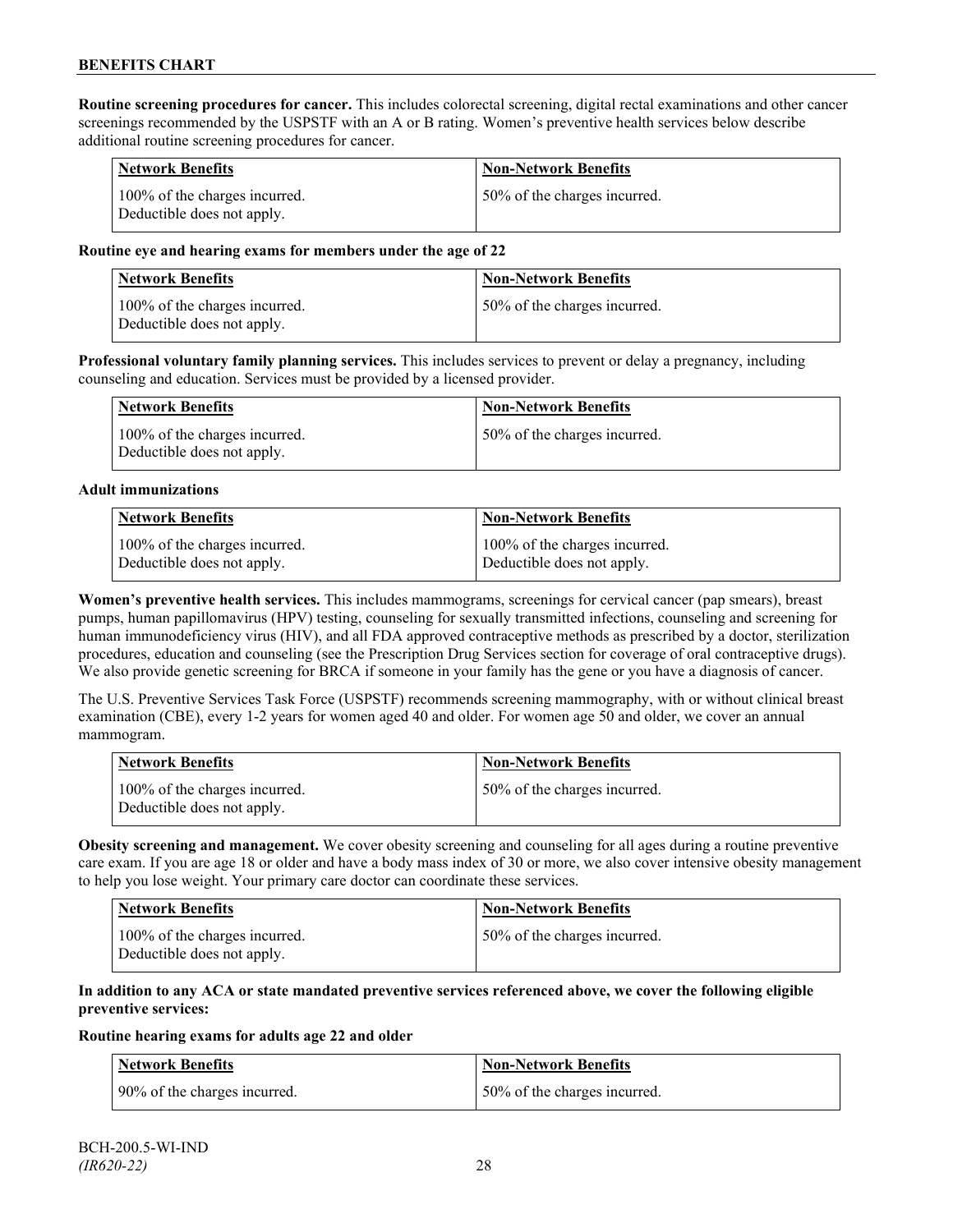**Routine screening procedures for cancer.** This includes colorectal screening, digital rectal examinations and other cancer screenings recommended by the USPSTF with an A or B rating. Women's preventive health services below describe additional routine screening procedures for cancer.

| Network Benefits | Non-Network Benefits |
|---|---|
| 100% of the charges incurred. Deductible does not apply. | 50% of the charges incurred. |

**Routine eye and hearing exams for members under the age of 22**

| Network Benefits | Non-Network Benefits |
|---|---|
| 100% of the charges incurred. Deductible does not apply. | 50% of the charges incurred. |

**Professional voluntary family planning services.** This includes services to prevent or delay a pregnancy, including counseling and education. Services must be provided by a licensed provider.

| Network Benefits | Non-Network Benefits |
|---|---|
| 100% of the charges incurred. Deductible does not apply. | 50% of the charges incurred. |

**Adult immunizations**

| Network Benefits | Non-Network Benefits |
|---|---|
| 100% of the charges incurred. Deductible does not apply. | 100% of the charges incurred. Deductible does not apply. |

**Women's preventive health services.** This includes mammograms, screenings for cervical cancer (pap smears), breast pumps, human papillomavirus (HPV) testing, counseling for sexually transmitted infections, counseling and screening for human immunodeficiency virus (HIV), and all FDA approved contraceptive methods as prescribed by a doctor, sterilization procedures, education and counseling (see the Prescription Drug Services section for coverage of oral contraceptive drugs). We also provide genetic screening for BRCA if someone in your family has the gene or you have a diagnosis of cancer.

The U.S. Preventive Services Task Force (USPSTF) recommends screening mammography, with or without clinical breast examination (CBE), every 1-2 years for women aged 40 and older. For women age 50 and older, we cover an annual mammogram.

| Network Benefits | Non-Network Benefits |
|---|---|
| 100% of the charges incurred. Deductible does not apply. | 50% of the charges incurred. |

**Obesity screening and management.** We cover obesity screening and counseling for all ages during a routine preventive care exam. If you are age 18 or older and have a body mass index of 30 or more, we also cover intensive obesity management to help you lose weight. Your primary care doctor can coordinate these services.

| Network Benefits | Non-Network Benefits |
|---|---|
| 100% of the charges incurred. Deductible does not apply. | 50% of the charges incurred. |

**In addition to any ACA or state mandated preventive services referenced above, we cover the following eligible preventive services:**

**Routine hearing exams for adults age 22 and older**

| Network Benefits | Non-Network Benefits |
|---|---|
| 90% of the charges incurred. | 50% of the charges incurred. |

BCH-200.5-WI-IND
*(IR620-22)*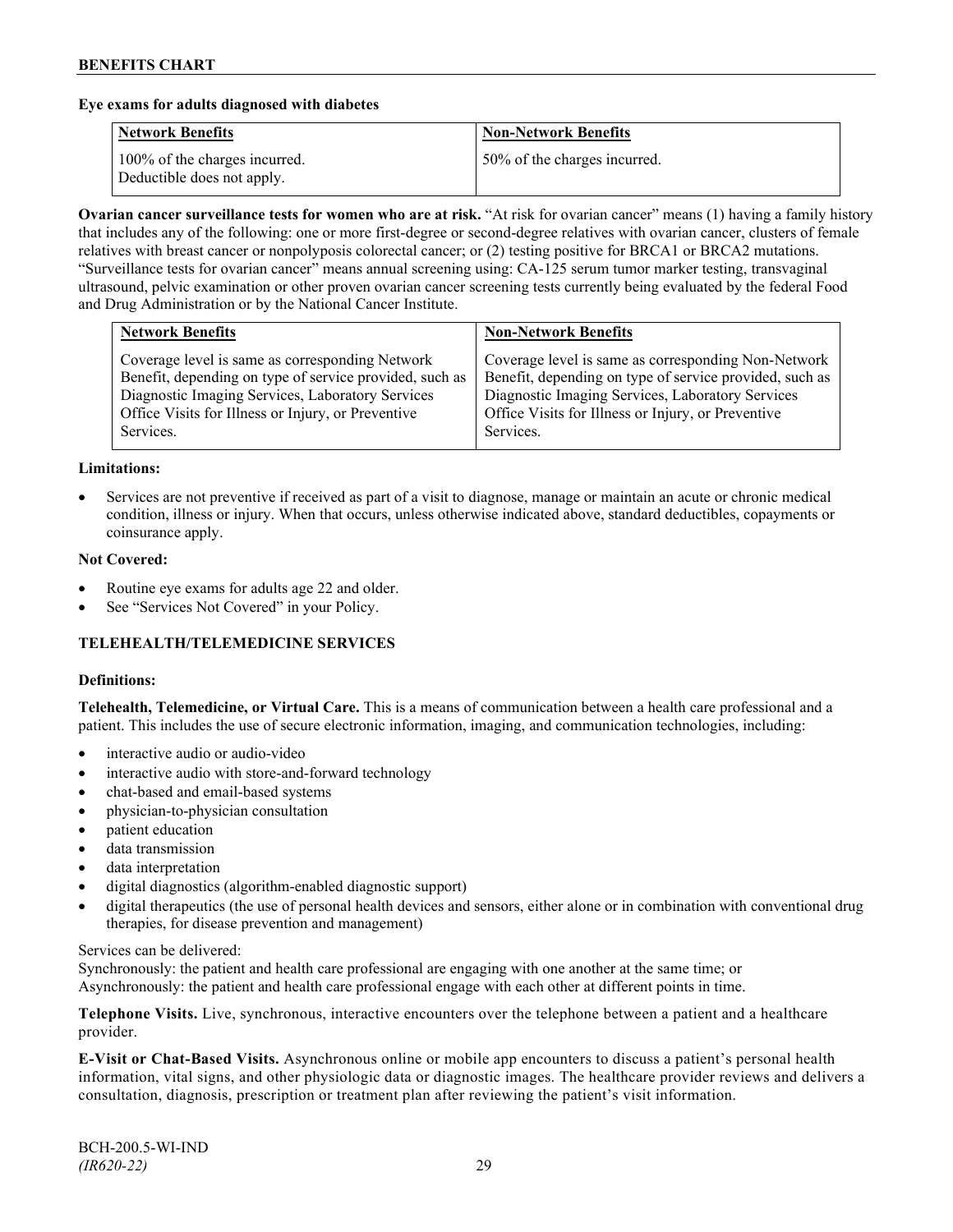**Eye exams for adults diagnosed with diabetes**

| Network Benefits | Non-Network Benefits |
|---|---|
| 100% of the charges incurred. Deductible does not apply. | 50% of the charges incurred. |

**Ovarian cancer surveillance tests for women who are at risk.** "At risk for ovarian cancer" means (1) having a family history that includes any of the following: one or more first-degree or second-degree relatives with ovarian cancer, clusters of female relatives with breast cancer or nonpolyposis colorectal cancer; or (2) testing positive for BRCA1 or BRCA2 mutations. "Surveillance tests for ovarian cancer" means annual screening using: CA-125 serum tumor marker testing, transvaginal ultrasound, pelvic examination or other proven ovarian cancer screening tests currently being evaluated by the federal Food and Drug Administration or by the National Cancer Institute.

| Network Benefits | Non-Network Benefits |
|---|---|
| Coverage level is same as corresponding Network Benefit, depending on type of service provided, such as Diagnostic Imaging Services, Laboratory Services Office Visits for Illness or Injury, or Preventive Services. | Coverage level is same as corresponding Non-Network Benefit, depending on type of service provided, such as Diagnostic Imaging Services, Laboratory Services Office Visits for Illness or Injury, or Preventive Services. |

**Limitations:**

- Services are not preventive if received as part of a visit to diagnose, manage or maintain an acute or chronic medical condition, illness or injury. When that occurs, unless otherwise indicated above, standard deductibles, copayments or coinsurance apply.

**Not Covered:**

- Routine eye exams for adults age 22 and older.
- See "Services Not Covered" in your Policy.

## TELEHEALTH/TELEMEDICINE SERVICES

**Definitions:**

**Telehealth, Telemedicine, or Virtual Care.** This is a means of communication between a health care professional and a patient. This includes the use of secure electronic information, imaging, and communication technologies, including:

- interactive audio or audio-video
- interactive audio with store-and-forward technology
- chat-based and email-based systems
- physician-to-physician consultation
- patient education
- data transmission
- data interpretation
- digital diagnostics (algorithm-enabled diagnostic support)
- digital therapeutics (the use of personal health devices and sensors, either alone or in combination with conventional drug therapies, for disease prevention and management)

Services can be delivered:
Synchronously: the patient and health care professional are engaging with one another at the same time; or
Asynchronously: the patient and health care professional engage with each other at different points in time.

**Telephone Visits.** Live, synchronous, interactive encounters over the telephone between a patient and a healthcare provider.

**E-Visit or Chat-Based Visits.** Asynchronous online or mobile app encounters to discuss a patient's personal health information, vital signs, and other physiologic data or diagnostic images. The healthcare provider reviews and delivers a consultation, diagnosis, prescription or treatment plan after reviewing the patient's visit information.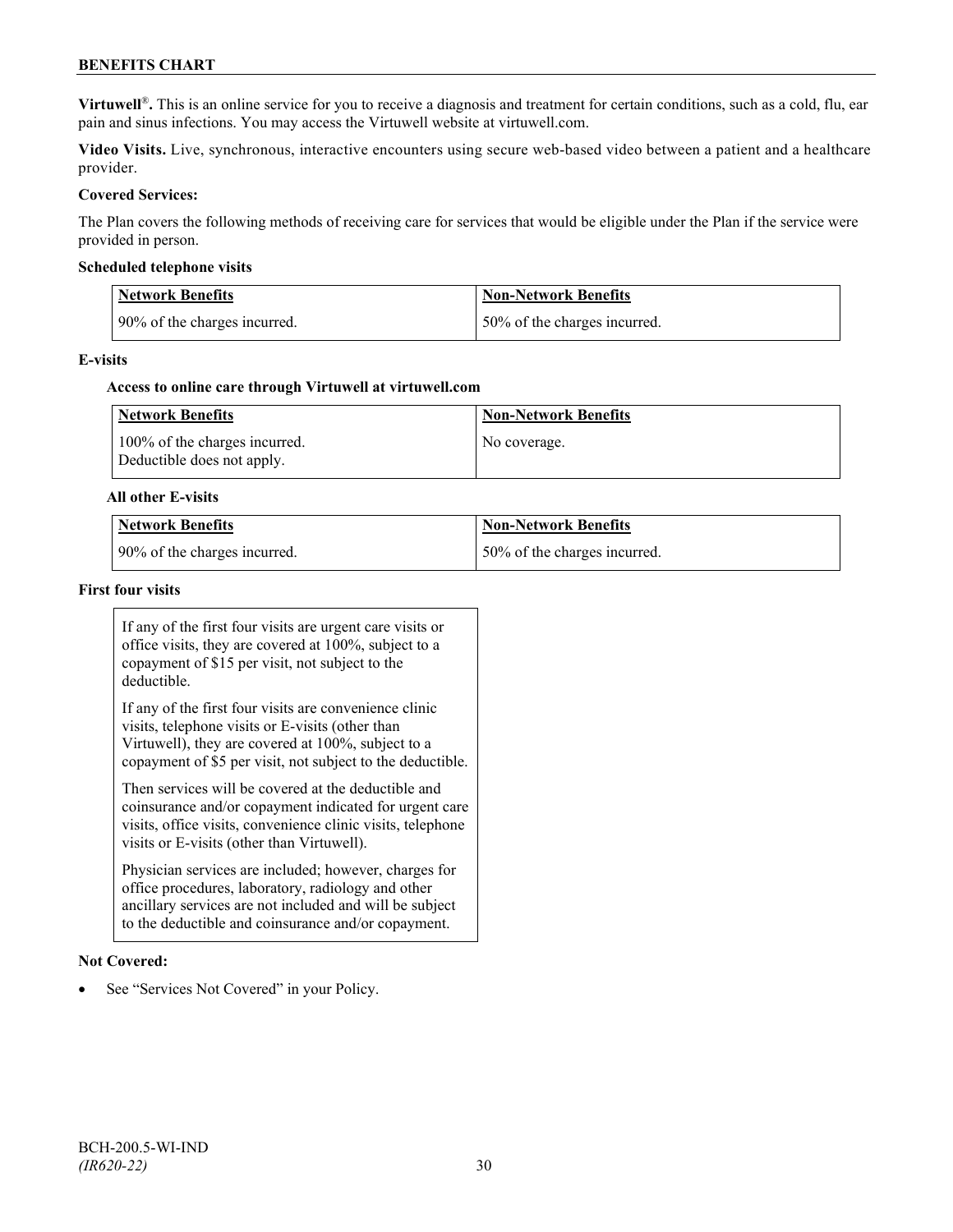**Virtuwell®.** This is an online service for you to receive a diagnosis and treatment for certain conditions, such as a cold, flu, ear pain and sinus infections. You may access the Virtuwell website at virtuwell.com.

**Video Visits.** Live, synchronous, interactive encounters using secure web-based video between a patient and a healthcare provider.

**Covered Services:**

The Plan covers the following methods of receiving care for services that would be eligible under the Plan if the service were provided in person.

**Scheduled telephone visits**

| Network Benefits | Non-Network Benefits |
|---|---|
| 90% of the charges incurred. | 50% of the charges incurred. |

**E-visits**

**Access to online care through Virtuwell at virtuwell.com**

| Network Benefits | Non-Network Benefits |
|---|---|
| 100% of the charges incurred. Deductible does not apply. | No coverage. |

**All other E-visits**

| Network Benefits | Non-Network Benefits |
|---|---|
| 90% of the charges incurred. | 50% of the charges incurred. |

**First four visits**

If any of the first four visits are urgent care visits or office visits, they are covered at 100%, subject to a copayment of $15 per visit, not subject to the deductible.

If any of the first four visits are convenience clinic visits, telephone visits or E-visits (other than Virtuwell), they are covered at 100%, subject to a copayment of $5 per visit, not subject to the deductible.

Then services will be covered at the deductible and coinsurance and/or copayment indicated for urgent care visits, office visits, convenience clinic visits, telephone visits or E-visits (other than Virtuwell).

Physician services are included; however, charges for office procedures, laboratory, radiology and other ancillary services are not included and will be subject to the deductible and coinsurance and/or copayment.

**Not Covered:**

- See "Services Not Covered" in your Policy.

BCH-200.5-WI-IND
*(IR620-22)*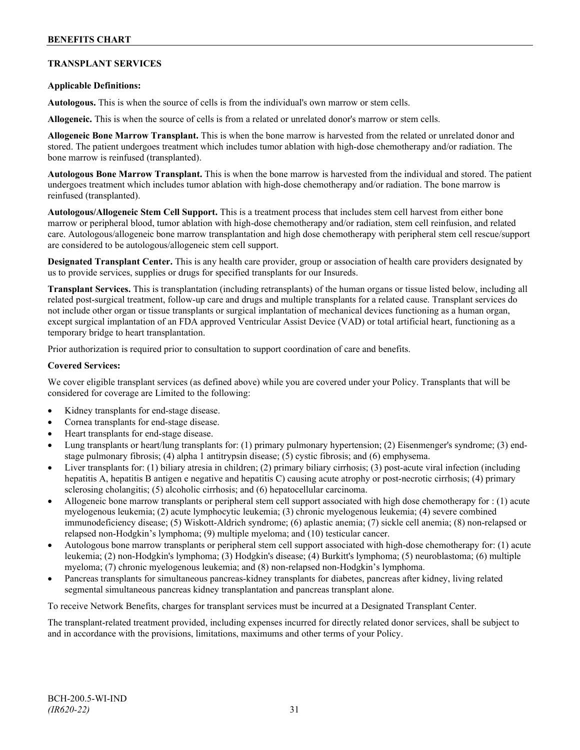## TRANSPLANT SERVICES

**Applicable Definitions:**

**Autologous.** This is when the source of cells is from the individual's own marrow or stem cells.

**Allogeneic.** This is when the source of cells is from a related or unrelated donor's marrow or stem cells.

**Allogeneic Bone Marrow Transplant.** This is when the bone marrow is harvested from the related or unrelated donor and stored. The patient undergoes treatment which includes tumor ablation with high-dose chemotherapy and/or radiation. The bone marrow is reinfused (transplanted).

**Autologous Bone Marrow Transplant.** This is when the bone marrow is harvested from the individual and stored. The patient undergoes treatment which includes tumor ablation with high-dose chemotherapy and/or radiation. The bone marrow is reinfused (transplanted).

**Autologous/Allogeneic Stem Cell Support.** This is a treatment process that includes stem cell harvest from either bone marrow or peripheral blood, tumor ablation with high-dose chemotherapy and/or radiation, stem cell reinfusion, and related care. Autologous/allogeneic bone marrow transplantation and high dose chemotherapy with peripheral stem cell rescue/support are considered to be autologous/allogeneic stem cell support.

**Designated Transplant Center.** This is any health care provider, group or association of health care providers designated by us to provide services, supplies or drugs for specified transplants for our Insureds.

**Transplant Services.** This is transplantation (including retransplants) of the human organs or tissue listed below, including all related post-surgical treatment, follow-up care and drugs and multiple transplants for a related cause. Transplant services do not include other organ or tissue transplants or surgical implantation of mechanical devices functioning as a human organ, except surgical implantation of an FDA approved Ventricular Assist Device (VAD) or total artificial heart, functioning as a temporary bridge to heart transplantation.

Prior authorization is required prior to consultation to support coordination of care and benefits.

**Covered Services:**

We cover eligible transplant services (as defined above) while you are covered under your Policy. Transplants that will be considered for coverage are Limited to the following:

- Kidney transplants for end-stage disease.
- Cornea transplants for end-stage disease.
- Heart transplants for end-stage disease.
- Lung transplants or heart/lung transplants for: (1) primary pulmonary hypertension; (2) Eisenmenger's syndrome; (3) end-stage pulmonary fibrosis; (4) alpha 1 antitrypsin disease; (5) cystic fibrosis; and (6) emphysema.
- Liver transplants for: (1) biliary atresia in children; (2) primary biliary cirrhosis; (3) post-acute viral infection (including hepatitis A, hepatitis B antigen e negative and hepatitis C) causing acute atrophy or post-necrotic cirrhosis; (4) primary sclerosing cholangitis; (5) alcoholic cirrhosis; and (6) hepatocellular carcinoma.
- Allogeneic bone marrow transplants or peripheral stem cell support associated with high dose chemotherapy for : (1) acute myelogenous leukemia; (2) acute lymphocytic leukemia; (3) chronic myelogenous leukemia; (4) severe combined immunodeficiency disease; (5) Wiskott-Aldrich syndrome; (6) aplastic anemia; (7) sickle cell anemia; (8) non-relapsed or relapsed non-Hodgkin's lymphoma; (9) multiple myeloma; and (10) testicular cancer.
- Autologous bone marrow transplants or peripheral stem cell support associated with high-dose chemotherapy for: (1) acute leukemia; (2) non-Hodgkin's lymphoma; (3) Hodgkin's disease; (4) Burkitt's lymphoma; (5) neuroblastoma; (6) multiple myeloma; (7) chronic myelogenous leukemia; and (8) non-relapsed non-Hodgkin's lymphoma.
- Pancreas transplants for simultaneous pancreas-kidney transplants for diabetes, pancreas after kidney, living related segmental simultaneous pancreas kidney transplantation and pancreas transplant alone.

To receive Network Benefits, charges for transplant services must be incurred at a Designated Transplant Center.

The transplant-related treatment provided, including expenses incurred for directly related donor services, shall be subject to and in accordance with the provisions, limitations, maximums and other terms of your Policy.

BCH-200.5-WI-IND
*(IR620-22)*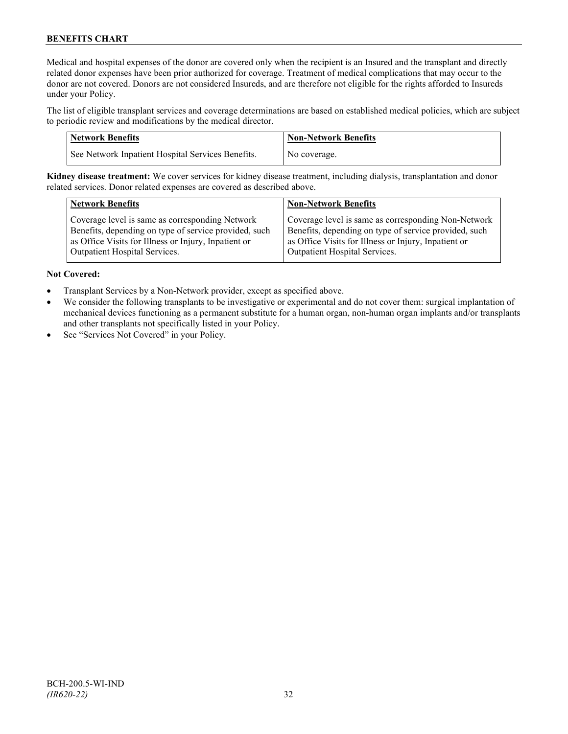Medical and hospital expenses of the donor are covered only when the recipient is an Insured and the transplant and directly related donor expenses have been prior authorized for coverage. Treatment of medical complications that may occur to the donor are not covered. Donors are not considered Insureds, and are therefore not eligible for the rights afforded to Insureds under your Policy.

The list of eligible transplant services and coverage determinations are based on established medical policies, which are subject to periodic review and modifications by the medical director.

| Network Benefits | Non-Network Benefits |
| --- | --- |
| See Network Inpatient Hospital Services Benefits. | No coverage. |

**Kidney disease treatment:** We cover services for kidney disease treatment, including dialysis, transplantation and donor related services. Donor related expenses are covered as described above.

| Network Benefits | Non-Network Benefits |
| --- | --- |
| Coverage level is same as corresponding Network Benefits, depending on type of service provided, such as Office Visits for Illness or Injury, Inpatient or Outpatient Hospital Services. | Coverage level is same as corresponding Non-Network Benefits, depending on type of service provided, such as Office Visits for Illness or Injury, Inpatient or Outpatient Hospital Services. |

**Not Covered:**

- Transplant Services by a Non-Network provider, except as specified above.
- We consider the following transplants to be investigative or experimental and do not cover them: surgical implantation of mechanical devices functioning as a permanent substitute for a human organ, non-human organ implants and/or transplants and other transplants not specifically listed in your Policy.
- See "Services Not Covered" in your Policy.